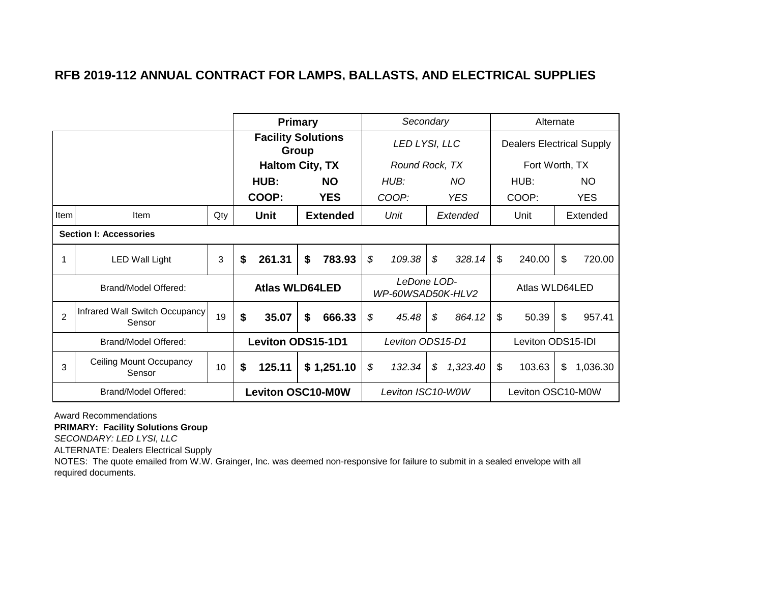## RFB 2019-112 ANNUAL CONTRACT FOR LAMPS, BALLASTS, AND ELECTRICAL SUPPLIES

| | | | **Primary** | | *Secondary* | | Alternate | |
|---|---|---|---|---|---|---|---|---|
| | | | **Facility Solutions Group** | | *LED LYSI, LLC* | | Dealers Electrical Supply | |
| | | | **Haltom City, TX** | | *Round Rock, TX* | | Fort Worth, TX | |
| | | | **HUB:** | **NO** | *HUB:* | *NO* | HUB: | NO |
| | | | **COOP:** | **YES** | *COOP:* | *YES* | COOP: | YES |
| Item | Item | Qty | **Unit** | **Extended** | *Unit* | *Extended* | Unit | Extended |
| **Section I: Accessories** | | | | | | | | |
| 1 | LED Wall Light | 3 | **$ 261.31** | **$ 783.93** | *$ 109.38* | *$ 328.14* | $ 240.00 | $ 720.00 |
| Brand/Model Offered: | | | **Atlas WLD64LED** | | *LeDone LOD-WP-60WSAD50K-HLV2* | | Atlas WLD64LED | |
| 2 | Infrared Wall Switch Occupancy Sensor | 19 | **$ 35.07** | **$ 666.33** | *$ 45.48* | *$ 864.12* | $ 50.39 | $ 957.41 |
| Brand/Model Offered: | | | **Leviton ODS15-1D1** | | *Leviton ODS15-D1* | | Leviton ODS15-IDI | |
| 3 | Ceiling Mount Occupancy Sensor | 10 | **$ 125.11** | **$ 1,251.10** | *$ 132.34* | *$ 1,323.40* | $ 103.63 | $ 1,036.30 |
| Brand/Model Offered: | | | **Leviton OSC10-M0W** | | *Leviton ISC10-W0W* | | Leviton OSC10-M0W | |

Award Recommendations

**PRIMARY: Facility Solutions Group**

*SECONDARY: LED LYSI, LLC*

ALTERNATE: Dealers Electrical Supply

NOTES: The quote emailed from W.W. Grainger, Inc. was deemed non-responsive for failure to submit in a sealed envelope with all required documents.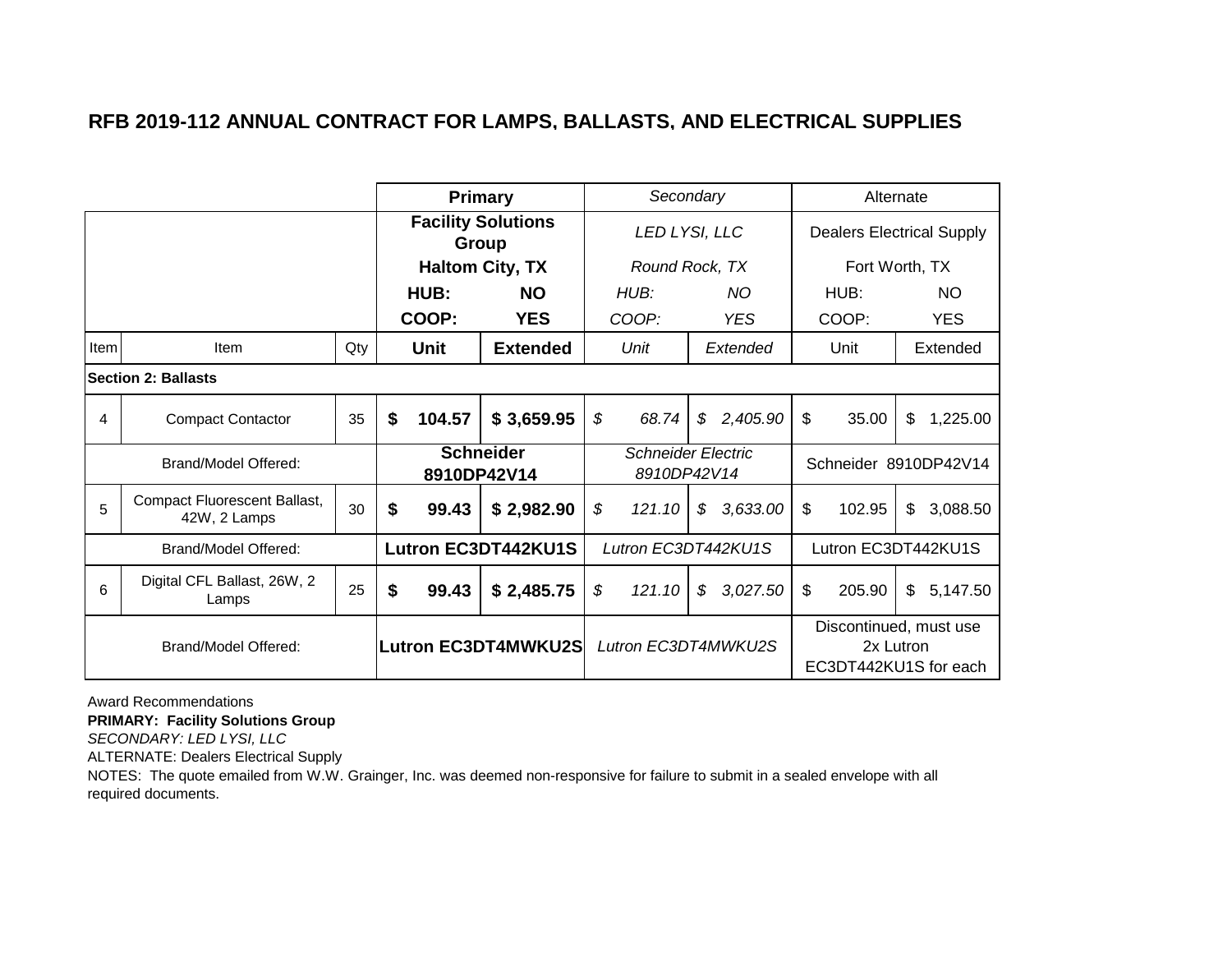## RFB 2019-112 ANNUAL CONTRACT FOR LAMPS, BALLASTS, AND ELECTRICAL SUPPLIES

| | | | **Primary** | | *Secondary* | | Alternate | |
|---|---|---|---|---|---|---|---|---|
| | | | **Facility Solutions Group** | | *LED LYSI, LLC* | | Dealers Electrical Supply | |
| | | | **Haltom City, TX** | | *Round Rock, TX* | | Fort Worth, TX | |
| | | | **HUB:** | **NO** | *HUB:* | *NO* | HUB: | NO |
| | | | **COOP:** | **YES** | *COOP:* | *YES* | COOP: | YES |
| Item | Item | Qty | **Unit** | **Extended** | *Unit* | *Extended* | Unit | Extended |
| **Section 2: Ballasts** | | | | | | | | |
| 4 | Compact Contactor | 35 | **$ 104.57** | **$ 3,659.95** | *$ 68.74* | *$ 2,405.90* | $ 35.00 | $ 1,225.00 |
| Brand/Model Offered: | | | **Schneider 8910DP42V14** | | *Schneider Electric 8910DP42V14* | | Schneider 8910DP42V14 | |
| 5 | Compact Fluorescent Ballast, 42W, 2 Lamps | 30 | **$ 99.43** | **$ 2,982.90** | *$ 121.10* | *$ 3,633.00* | $ 102.95 | $ 3,088.50 |
| Brand/Model Offered: | | | **Lutron EC3DT442KU1S** | | *Lutron EC3DT442KU1S* | | Lutron EC3DT442KU1S | |
| 6 | Digital CFL Ballast, 26W, 2 Lamps | 25 | **$ 99.43** | **$ 2,485.75** | *$ 121.10* | *$ 3,027.50* | $ 205.90 | $ 5,147.50 |
| Brand/Model Offered: | | | **Lutron EC3DT4MWKU2S** | | *Lutron EC3DT4MWKU2S* | | Discontinued, must use 2x Lutron EC3DT442KU1S for each | |

Award Recommendations

**PRIMARY: Facility Solutions Group**

*SECONDARY: LED LYSI, LLC*

ALTERNATE: Dealers Electrical Supply

NOTES: The quote emailed from W.W. Grainger, Inc. was deemed non-responsive for failure to submit in a sealed envelope with all required documents.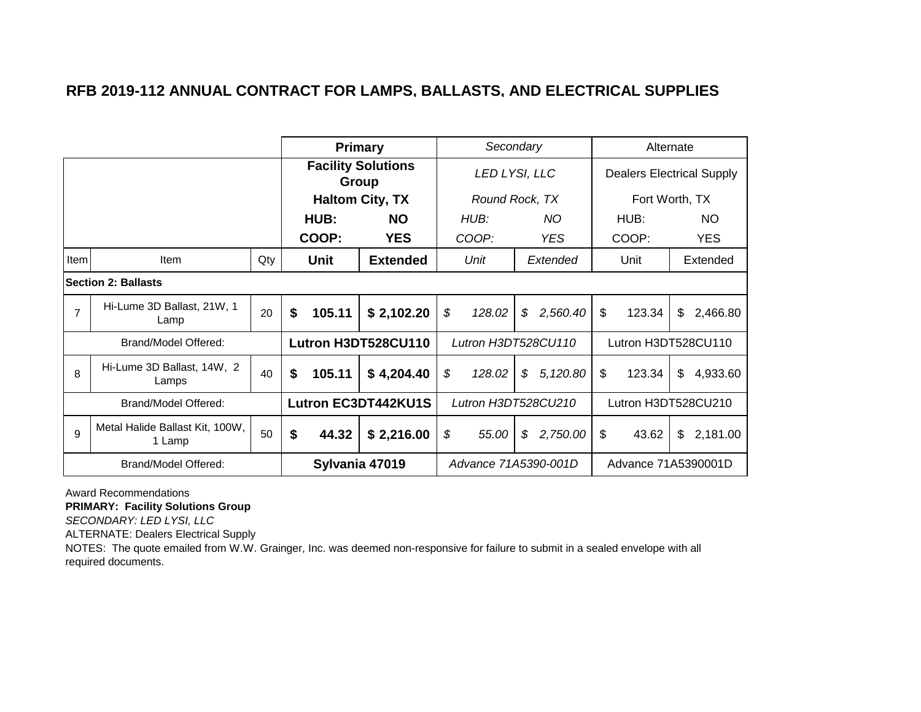## RFB 2019-112 ANNUAL CONTRACT FOR LAMPS, BALLASTS, AND ELECTRICAL SUPPLIES

| | | | **Primary** | | *Secondary* | | Alternate | |
|---|---|---|---|---|---|---|---|---|
| | | | **Facility Solutions Group** | | *LED LYSI, LLC* | | Dealers Electrical Supply | |
| | | | **Haltom City, TX** | | *Round Rock, TX* | | Fort Worth, TX | |
| | | | **HUB:** | **NO** | *HUB:* | *NO* | HUB: | NO |
| | | | **COOP:** | **YES** | *COOP:* | *YES* | COOP: | YES |
| Item | Item | Qty | **Unit** | **Extended** | *Unit* | *Extended* | Unit | Extended |
| **Section 2: Ballasts** | | | | | | | | |
| 7 | Hi-Lume 3D Ballast, 21W, 1 Lamp | 20 | **$ 105.11** | **$ 2,102.20** | *$ 128.02* | *$ 2,560.40* | $ 123.34 | $ 2,466.80 |
| Brand/Model Offered: | | | **Lutron H3DT528CU110** | | *Lutron H3DT528CU110* | | Lutron H3DT528CU110 | |
| 8 | Hi-Lume 3D Ballast, 14W, 2 Lamps | 40 | **$ 105.11** | **$ 4,204.40** | *$ 128.02* | *$ 5,120.80* | $ 123.34 | $ 4,933.60 |
| Brand/Model Offered: | | | **Lutron EC3DT442KU1S** | | *Lutron H3DT528CU210* | | Lutron H3DT528CU210 | |
| 9 | Metal Halide Ballast Kit, 100W, 1 Lamp | 50 | **$ 44.32** | **$ 2,216.00** | *$ 55.00* | *$ 2,750.00* | $ 43.62 | $ 2,181.00 |
| Brand/Model Offered: | | | **Sylvania 47019** | | *Advance 71A5390-001D* | | Advance 71A5390001D | |

Award Recommendations

**PRIMARY: Facility Solutions Group**

*SECONDARY: LED LYSI, LLC*

ALTERNATE: Dealers Electrical Supply

NOTES: The quote emailed from W.W. Grainger, Inc. was deemed non-responsive for failure to submit in a sealed envelope with all required documents.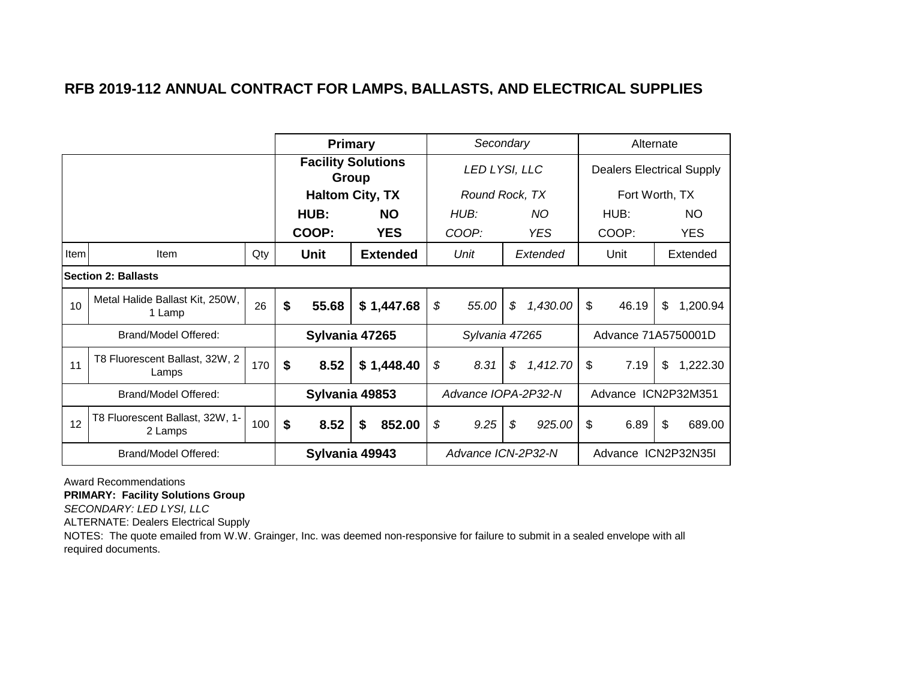## RFB 2019-112 ANNUAL CONTRACT FOR LAMPS, BALLASTS, AND ELECTRICAL SUPPLIES

| | | | **Primary** | | *Secondary* | | Alternate | |
|---|---|---|---|---|---|---|---|---|
| | | | **Facility Solutions Group** | | *LED LYSI, LLC* | | Dealers Electrical Supply | |
| | | | **Haltom City, TX** | | *Round Rock, TX* | | Fort Worth, TX | |
| | | | **HUB:** | **NO** | *HUB:* | *NO* | HUB: | NO |
| | | | **COOP:** | **YES** | *COOP:* | *YES* | COOP: | YES |
| Item | Item | Qty | **Unit** | **Extended** | *Unit* | *Extended* | Unit | Extended |
| **Section 2: Ballasts** | | | | | | | | |
| 10 | Metal Halide Ballast Kit, 250W, 1 Lamp | 26 | **$ 55.68** | **$ 1,447.68** | *$ 55.00* | *$ 1,430.00* | $ 46.19 | $ 1,200.94 |
| Brand/Model Offered: | | | **Sylvania 47265** | | *Sylvania 47265* | | Advance 71A5750001D | |
| 11 | T8 Fluorescent Ballast, 32W, 2 Lamps | 170 | **$ 8.52** | **$ 1,448.40** | *$ 8.31* | *$ 1,412.70* | $ 7.19 | $ 1,222.30 |
| Brand/Model Offered: | | | **Sylvania 49853** | | *Advance IOPA-2P32-N* | | Advance ICN2P32M351 | |
| 12 | T8 Fluorescent Ballast, 32W, 1-2 Lamps | 100 | **$ 8.52** | **$ 852.00** | *$ 9.25* | *$ 925.00* | $ 6.89 | $ 689.00 |
| Brand/Model Offered: | | | **Sylvania 49943** | | *Advance ICN-2P32-N* | | Advance ICN2P32N35I | |

Award Recommendations

**PRIMARY: Facility Solutions Group**

*SECONDARY: LED LYSI, LLC*

ALTERNATE: Dealers Electrical Supply

NOTES: The quote emailed from W.W. Grainger, Inc. was deemed non-responsive for failure to submit in a sealed envelope with all required documents.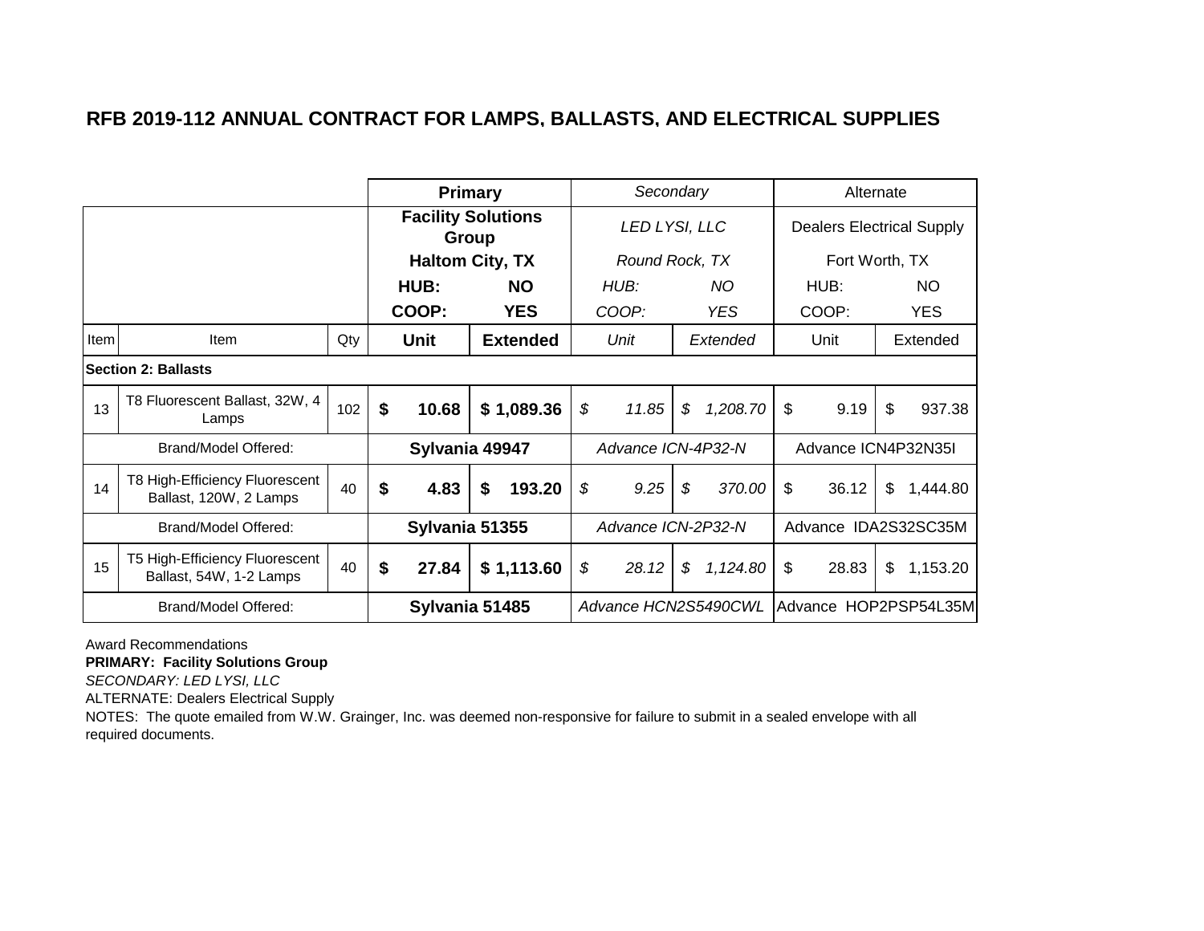## RFB 2019-112 ANNUAL CONTRACT FOR LAMPS, BALLASTS, AND ELECTRICAL SUPPLIES

| | | | **Primary** | | *Secondary* | | Alternate | |
|---|---|---|---|---|---|---|---|---|
| | | | **Facility Solutions Group** | | *LED LYSI, LLC* | | Dealers Electrical Supply | |
| | | | **Haltom City, TX** | | *Round Rock, TX* | | Fort Worth, TX | |
| | | | **HUB:** | **NO** | *HUB:* | *NO* | HUB: | NO |
| | | | **COOP:** | **YES** | *COOP:* | *YES* | COOP: | YES |
| Item | Item | Qty | **Unit** | **Extended** | *Unit* | *Extended* | Unit | Extended |
| **Section 2: Ballasts** | | | | | | | | |
| 13 | T8 Fluorescent Ballast, 32W, 4 Lamps | 102 | **$ 10.68** | **$ 1,089.36** | *$ 11.85* | *$ 1,208.70* | $ 9.19 | $ 937.38 |
| | Brand/Model Offered: | | **Sylvania 49947** | | *Advance ICN-4P32-N* | | Advance ICN4P32N35I | |
| 14 | T8 High-Efficiency Fluorescent Ballast, 120W, 2 Lamps | 40 | **$ 4.83** | **$ 193.20** | *$ 9.25* | *$ 370.00* | $ 36.12 | $ 1,444.80 |
| | Brand/Model Offered: | | **Sylvania 51355** | | *Advance ICN-2P32-N* | | Advance IDA2S32SC35M | |
| 15 | T5 High-Efficiency Fluorescent Ballast, 54W, 1-2 Lamps | 40 | **$ 27.84** | **$ 1,113.60** | *$ 28.12* | *$ 1,124.80* | $ 28.83 | $ 1,153.20 |
| | Brand/Model Offered: | | **Sylvania 51485** | | *Advance HCN2S5490CWL* | | Advance HOP2PSP54L35M | |

Award Recommendations

**PRIMARY: Facility Solutions Group**

*SECONDARY: LED LYSI, LLC*

ALTERNATE: Dealers Electrical Supply

NOTES: The quote emailed from W.W. Grainger, Inc. was deemed non-responsive for failure to submit in a sealed envelope with all required documents.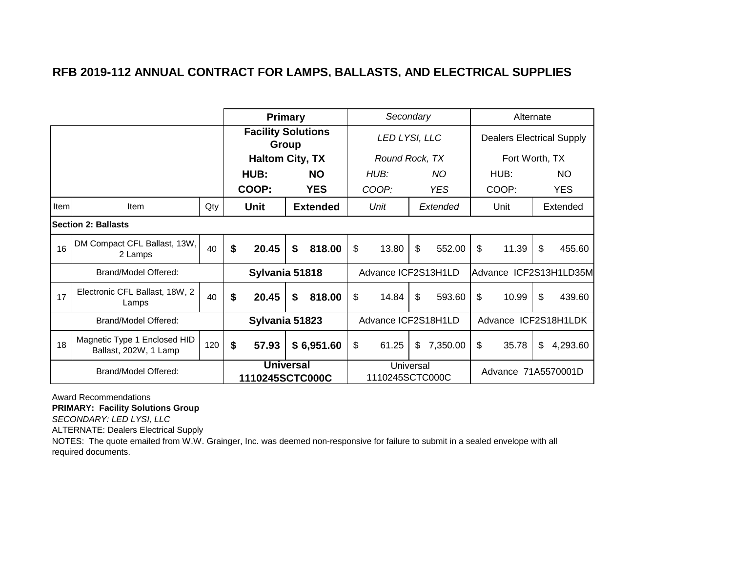## RFB 2019-112 ANNUAL CONTRACT FOR LAMPS, BALLASTS, AND ELECTRICAL SUPPLIES

| | | | **Primary** | | *Secondary* | | Alternate | |
|---|---|---|---|---|---|---|---|---|
| | | | **Facility Solutions Group** | | *LED LYSI, LLC* | | Dealers Electrical Supply | |
| | | | **Haltom City, TX** | | *Round Rock, TX* | | Fort Worth, TX | |
| | | | **HUB:** | **NO** | *HUB:* | *NO* | HUB: | NO |
| | | | **COOP:** | **YES** | *COOP:* | *YES* | COOP: | YES |
| Item | Item | Qty | **Unit** | **Extended** | *Unit* | *Extended* | Unit | Extended |
| **Section 2: Ballasts** | | | | | | | | |
| 16 | DM Compact CFL Ballast, 13W, 2 Lamps | 40 | **$ 20.45** | **$ 818.00** | $ 13.80 | $ 552.00 | $ 11.39 | $ 455.60 |
| | Brand/Model Offered: | | **Sylvania 51818** | | Advance ICF2S13H1LD | | Advance ICF2S13H1LD35M | |
| 17 | Electronic CFL Ballast, 18W, 2 Lamps | 40 | **$ 20.45** | **$ 818.00** | $ 14.84 | $ 593.60 | $ 10.99 | $ 439.60 |
| | Brand/Model Offered: | | **Sylvania 51823** | | Advance ICF2S18H1LD | | Advance ICF2S18H1LDK | |
| 18 | Magnetic Type 1 Enclosed HID Ballast, 202W, 1 Lamp | 120 | **$ 57.93** | **$ 6,951.60** | $ 61.25 | $ 7,350.00 | $ 35.78 | $ 4,293.60 |
| | Brand/Model Offered: | | **Universal 1110245SCTC000C** | | Universal 1110245SCTC000C | | Advance 71A5570001D | |

Award Recommendations

**PRIMARY: Facility Solutions Group**

*SECONDARY: LED LYSI, LLC*

ALTERNATE: Dealers Electrical Supply

NOTES: The quote emailed from W.W. Grainger, Inc. was deemed non-responsive for failure to submit in a sealed envelope with all required documents.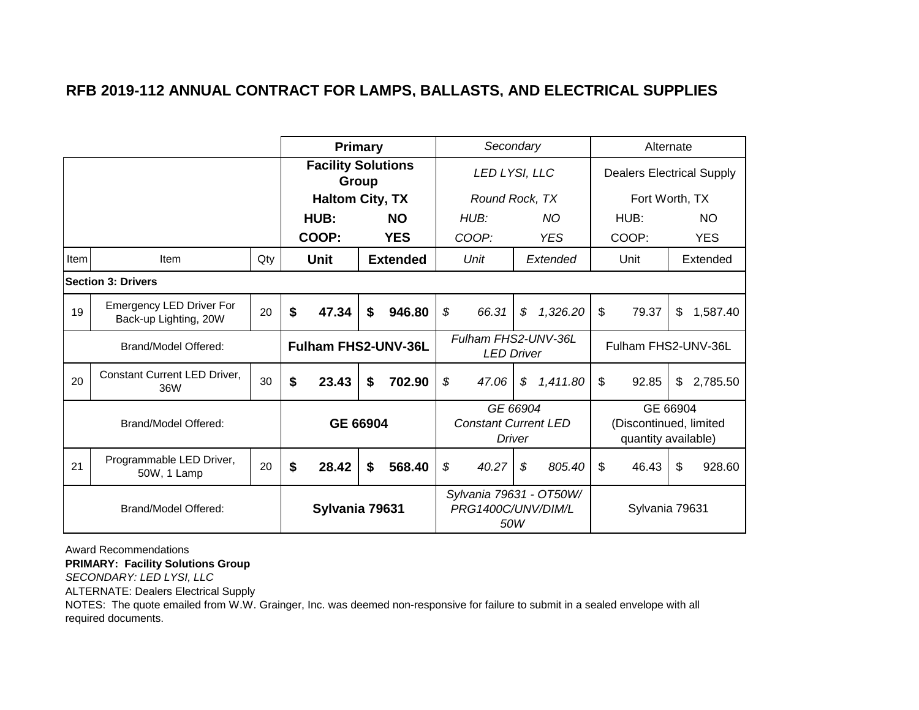## RFB 2019-112 ANNUAL CONTRACT FOR LAMPS, BALLASTS, AND ELECTRICAL SUPPLIES

| | | | **Primary** | | *Secondary* | | Alternate | |
|---|---|---|---|---|---|---|---|---|
| | | | **Facility Solutions Group** | | *LED LYSI, LLC* | | Dealers Electrical Supply | |
| | | | **Haltom City, TX** | | *Round Rock, TX* | | Fort Worth, TX | |
| | | | **HUB:** | **NO** | *HUB:* | *NO* | HUB: | NO |
| | | | **COOP:** | **YES** | *COOP:* | *YES* | COOP: | YES |
| Item | Item | Qty | **Unit** | **Extended** | *Unit* | *Extended* | Unit | Extended |
| **Section 3: Drivers** | | | | | | | | |
| 19 | Emergency LED Driver For Back-up Lighting, 20W | 20 | **$ 47.34** | **$ 946.80** | *$ 66.31* | *$ 1,326.20* | $ 79.37 | $ 1,587.40 |
| | Brand/Model Offered: | | **Fulham FHS2-UNV-36L** | | *Fulham FHS2-UNV-36L LED Driver* | | Fulham FHS2-UNV-36L | |
| 20 | Constant Current LED Driver, 36W | 30 | **$ 23.43** | **$ 702.90** | *$ 47.06* | *$ 1,411.80* | $ 92.85 | $ 2,785.50 |
| | Brand/Model Offered: | | **GE 66904** | | *GE 66904 Constant Current LED Driver* | | GE 66904 (Discontinued, limited quantity available) | |
| 21 | Programmable LED Driver, 50W, 1 Lamp | 20 | **$ 28.42** | **$ 568.40** | *$ 40.27* | *$ 805.40* | $ 46.43 | $ 928.60 |
| | Brand/Model Offered: | | **Sylvania 79631** | | *Sylvania 79631 - OT50W/ PRG1400C/UNV/DIM/L 50W* | | Sylvania 79631 | |

Award Recommendations

**PRIMARY: Facility Solutions Group**

*SECONDARY: LED LYSI, LLC*

ALTERNATE: Dealers Electrical Supply

NOTES: The quote emailed from W.W. Grainger, Inc. was deemed non-responsive for failure to submit in a sealed envelope with all required documents.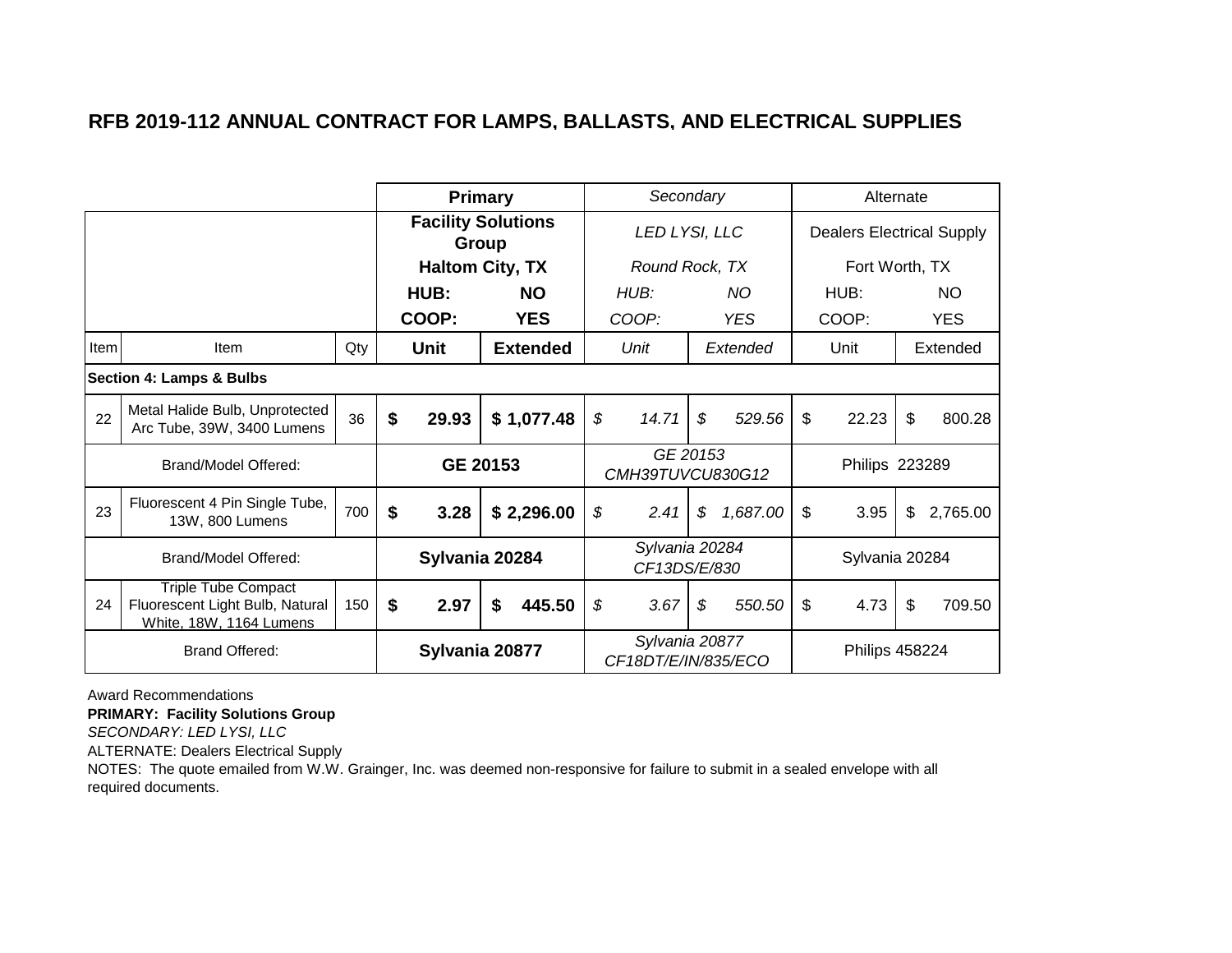## RFB 2019-112 ANNUAL CONTRACT FOR LAMPS, BALLASTS, AND ELECTRICAL SUPPLIES

| | | | **Primary** | | *Secondary* | | Alternate | |
|---|---|---|---|---|---|---|---|---|
| | | | **Facility Solutions Group** | | *LED LYSI, LLC* | | Dealers Electrical Supply | |
| | | | **Haltom City, TX** | | *Round Rock, TX* | | Fort Worth, TX | |
| | | | **HUB:** | **NO** | *HUB:* | *NO* | HUB: | NO |
| | | | **COOP:** | **YES** | *COOP:* | *YES* | COOP: | YES |
| Item | Item | Qty | **Unit** | **Extended** | *Unit* | *Extended* | Unit | Extended |
| **Section 4: Lamps & Bulbs** | | | | | | | | |
| 22 | Metal Halide Bulb, Unprotected Arc Tube, 39W, 3400 Lumens | 36 | **$ 29.93** | **$ 1,077.48** | *$ 14.71* | *$ 529.56* | $ 22.23 | $ 800.28 |
| | Brand/Model Offered: | | **GE 20153** | | *GE 20153 CMH39TUVCU830G12* | | Philips 223289 | |
| 23 | Fluorescent 4 Pin Single Tube, 13W, 800 Lumens | 700 | **$ 3.28** | **$ 2,296.00** | *$ 2.41* | *$ 1,687.00* | $ 3.95 | $ 2,765.00 |
| | Brand/Model Offered: | | **Sylvania 20284** | | *Sylvania 20284 CF13DS/E/830* | | Sylvania 20284 | |
| 24 | Triple Tube Compact Fluorescent Light Bulb, Natural White, 18W, 1164 Lumens | 150 | **$ 2.97** | **$ 445.50** | *$ 3.67* | *$ 550.50* | $ 4.73 | $ 709.50 |
| | Brand Offered: | | **Sylvania 20877** | | *Sylvania 20877 CF18DT/E/IN/835/ECO* | | Philips 458224 | |

Award Recommendations

**PRIMARY: Facility Solutions Group**

*SECONDARY: LED LYSI, LLC*

ALTERNATE: Dealers Electrical Supply

NOTES: The quote emailed from W.W. Grainger, Inc. was deemed non-responsive for failure to submit in a sealed envelope with all required documents.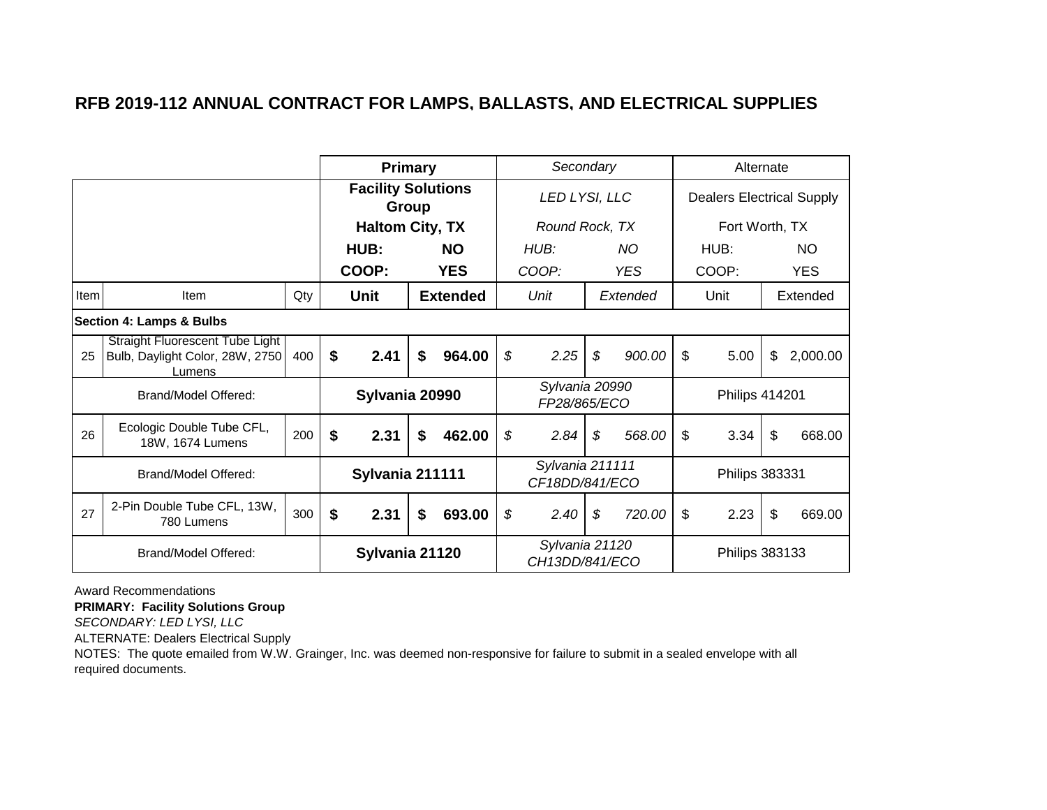# RFB 2019-112 ANNUAL CONTRACT FOR LAMPS, BALLASTS, AND ELECTRICAL SUPPLIES

| | | | **Primary** | | *Secondary* | | Alternate | |
|---|---|---|---|---|---|---|---|---|
| | | | **Facility Solutions Group** | | *LED LYSI, LLC* | | Dealers Electrical Supply | |
| | | | **Haltom City, TX** | | *Round Rock, TX* | | Fort Worth, TX | |
| | | | **HUB:** | **NO** | *HUB:* | *NO* | HUB: | NO |
| | | | **COOP:** | **YES** | *COOP:* | *YES* | COOP: | YES |
| Item | Item | Qty | **Unit** | **Extended** | *Unit* | *Extended* | Unit | Extended |
| **Section 4: Lamps & Bulbs** | | | | | | | | |
| 25 | Straight Fluorescent Tube Light Bulb, Daylight Color, 28W, 2750 Lumens | 400 | **$ 2.41** | **$ 964.00** | *$ 2.25* | *$ 900.00* | $ 5.00 | $ 2,000.00 |
| Brand/Model Offered: | | | **Sylvania 20990** | | *Sylvania 20990 FP28/865/ECO* | | Philips 414201 | |
| 26 | Ecologic Double Tube CFL, 18W, 1674 Lumens | 200 | **$ 2.31** | **$ 462.00** | *$ 2.84* | *$ 568.00* | $ 3.34 | $ 668.00 |
| Brand/Model Offered: | | | **Sylvania 211111** | | *Sylvania 211111 CF18DD/841/ECO* | | Philips 383331 | |
| 27 | 2-Pin Double Tube CFL, 13W, 780 Lumens | 300 | **$ 2.31** | **$ 693.00** | *$ 2.40* | *$ 720.00* | $ 2.23 | $ 669.00 |
| Brand/Model Offered: | | | **Sylvania 21120** | | *Sylvania 21120 CH13DD/841/ECO* | | Philips 383133 | |

Award Recommendations

**PRIMARY: Facility Solutions Group**

*SECONDARY: LED LYSI, LLC*

ALTERNATE: Dealers Electrical Supply

NOTES: The quote emailed from W.W. Grainger, Inc. was deemed non-responsive for failure to submit in a sealed envelope with all required documents.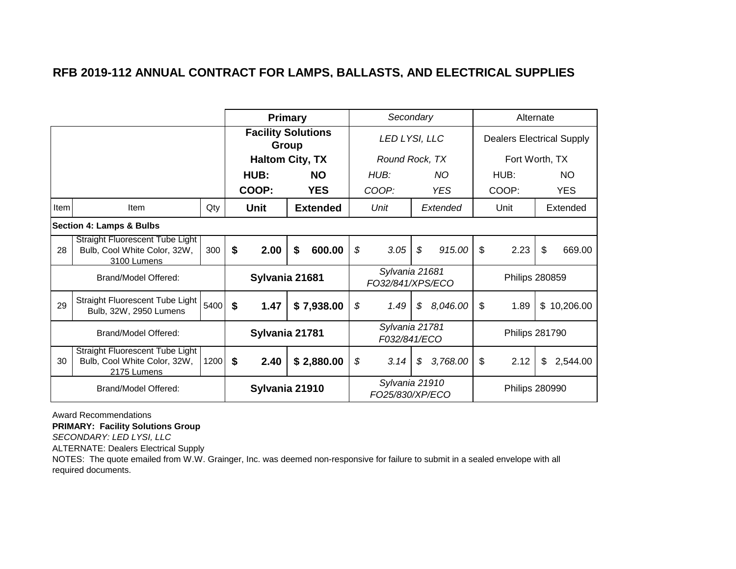## RFB 2019-112 ANNUAL CONTRACT FOR LAMPS, BALLASTS, AND ELECTRICAL SUPPLIES

| | | | **Primary** | | *Secondary* | | Alternate | |
|---|---|---|---|---|---|---|---|---|
| | | | **Facility Solutions Group** | | *LED LYSI, LLC* | | Dealers Electrical Supply | |
| | | | **Haltom City, TX** | | *Round Rock, TX* | | Fort Worth, TX | |
| | | | **HUB:** | **NO** | *HUB:* | *NO* | HUB: | NO |
| | | | **COOP:** | **YES** | *COOP:* | *YES* | COOP: | YES |
| Item | Item | Qty | **Unit** | **Extended** | *Unit* | *Extended* | Unit | Extended |
| **Section 4: Lamps & Bulbs** | | | | | | | | |
| 28 | Straight Fluorescent Tube Light Bulb, Cool White Color, 32W, 3100 Lumens | 300 | **$ 2.00** | **$ 600.00** | *$ 3.05* | *$ 915.00* | $ 2.23 | $ 669.00 |
| Brand/Model Offered: | | | **Sylvania 21681** | | *Sylvania 21681 FO32/841/XPS/ECO* | | Philips 280859 | |
| 29 | Straight Fluorescent Tube Light Bulb, 32W, 2950 Lumens | 5400 | **$ 1.47** | **$ 7,938.00** | *$ 1.49* | *$ 8,046.00* | $ 1.89 | $ 10,206.00 |
| Brand/Model Offered: | | | **Sylvania 21781** | | *Sylvania 21781 F032/841/ECO* | | Philips 281790 | |
| 30 | Straight Fluorescent Tube Light Bulb, Cool White Color, 32W, 2175 Lumens | 1200 | **$ 2.40** | **$ 2,880.00** | *$ 3.14* | *$ 3,768.00* | $ 2.12 | $ 2,544.00 |
| Brand/Model Offered: | | | **Sylvania 21910** | | *Sylvania 21910 FO25/830/XP/ECO* | | Philips 280990 | |

Award Recommendations

**PRIMARY: Facility Solutions Group**

*SECONDARY: LED LYSI, LLC*

ALTERNATE: Dealers Electrical Supply

NOTES: The quote emailed from W.W. Grainger, Inc. was deemed non-responsive for failure to submit in a sealed envelope with all required documents.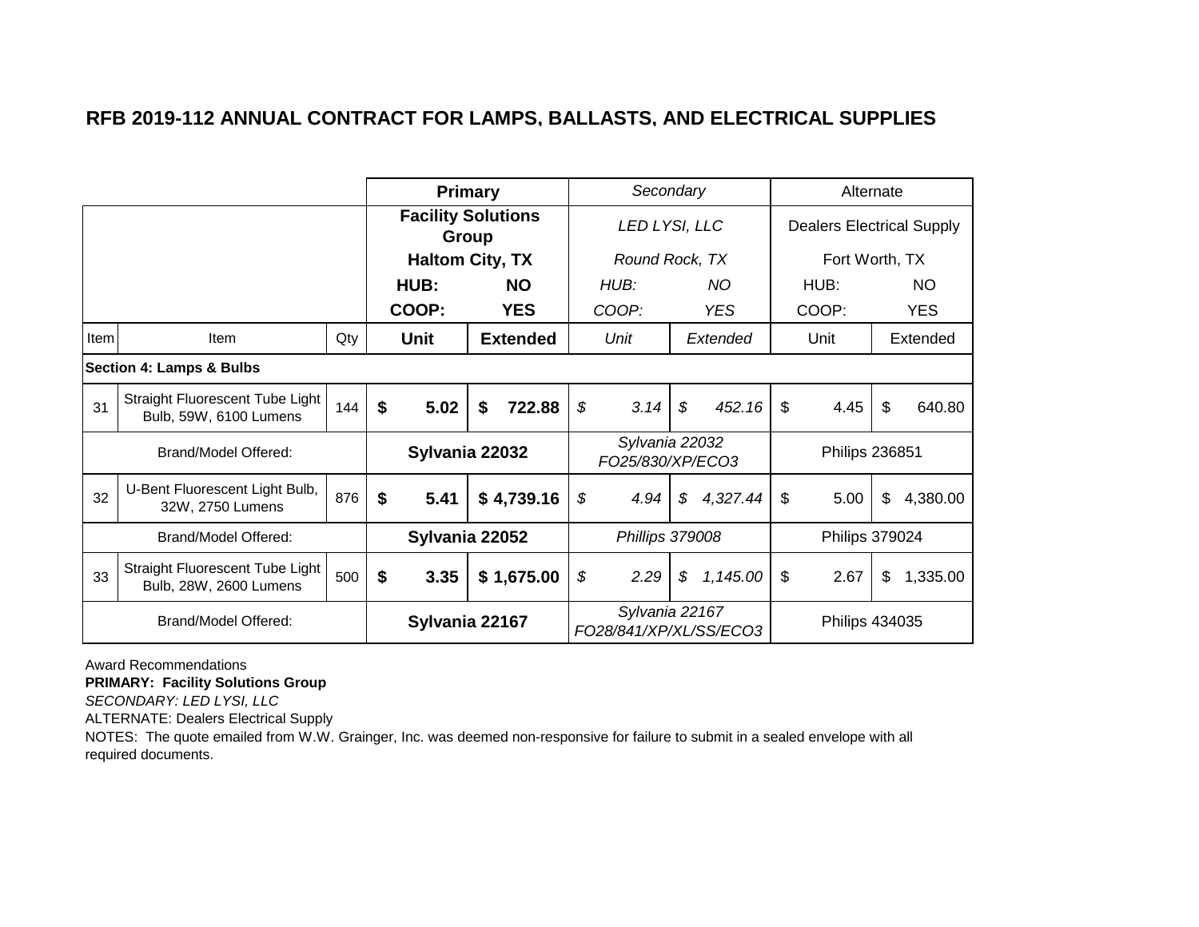## RFB 2019-112 ANNUAL CONTRACT FOR LAMPS, BALLASTS, AND ELECTRICAL SUPPLIES

| | | | **Primary** | | *Secondary* | | Alternate | |
|---|---|---|---|---|---|---|---|---|
| | | | **Facility Solutions Group** | | *LED LYSI, LLC* | | Dealers Electrical Supply | |
| | | | **Haltom City, TX** | | *Round Rock, TX* | | Fort Worth, TX | |
| | | | **HUB:** | **NO** | *HUB:* | *NO* | HUB: | NO |
| | | | **COOP:** | **YES** | *COOP:* | *YES* | COOP: | YES |
| Item | Item | Qty | **Unit** | **Extended** | *Unit* | *Extended* | Unit | Extended |
| **Section 4: Lamps & Bulbs** | | | | | | | | |
| 31 | Straight Fluorescent Tube Light Bulb, 59W, 6100 Lumens | 144 | **$ 5.02** | **$ 722.88** | *$ 3.14* | *$ 452.16* | $ 4.45 | $ 640.80 |
| | Brand/Model Offered: | | **Sylvania 22032** | | *Sylvania 22032 FO25/830/XP/ECO3* | | Philips 236851 | |
| 32 | U-Bent Fluorescent Light Bulb, 32W, 2750 Lumens | 876 | **$ 5.41** | **$ 4,739.16** | *$ 4.94* | *$ 4,327.44* | $ 5.00 | $ 4,380.00 |
| | Brand/Model Offered: | | **Sylvania 22052** | | *Phillips 379008* | | Philips 379024 | |
| 33 | Straight Fluorescent Tube Light Bulb, 28W, 2600 Lumens | 500 | **$ 3.35** | **$ 1,675.00** | *$ 2.29* | *$ 1,145.00* | $ 2.67 | $ 1,335.00 |
| | Brand/Model Offered: | | **Sylvania 22167** | | *Sylvania 22167 FO28/841/XP/XL/SS/ECO3* | | Philips 434035 | |

Award Recommendations

**PRIMARY: Facility Solutions Group**

*SECONDARY: LED LYSI, LLC*

ALTERNATE: Dealers Electrical Supply

NOTES: The quote emailed from W.W. Grainger, Inc. was deemed non-responsive for failure to submit in a sealed envelope with all required documents.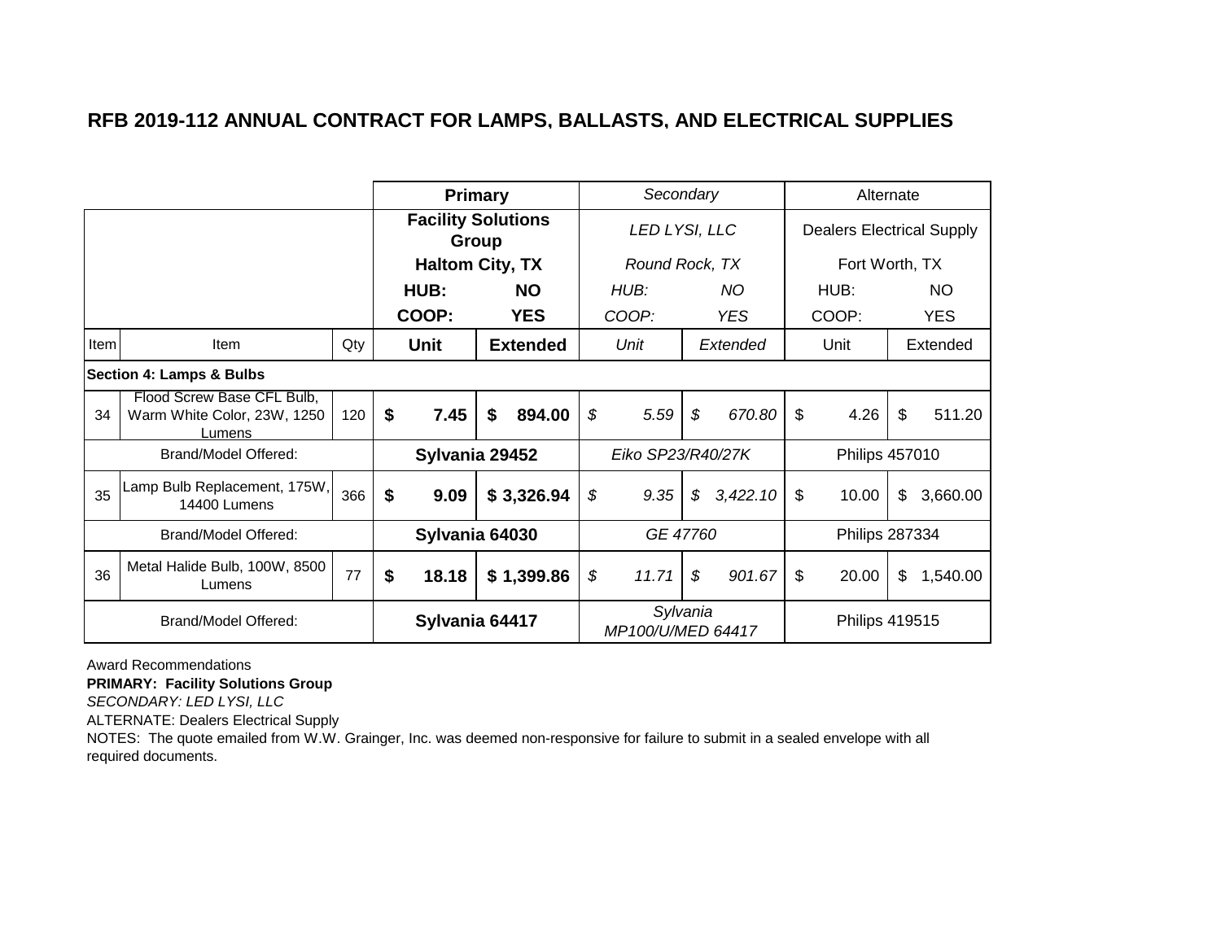## RFB 2019-112 ANNUAL CONTRACT FOR LAMPS, BALLASTS, AND ELECTRICAL SUPPLIES

| | | | **Primary** | | *Secondary* | | Alternate | |
|---|---|---|---|---|---|---|---|---|
| | | | **Facility Solutions Group** | | *LED LYSI, LLC* | | Dealers Electrical Supply | |
| | | | **Haltom City, TX** | | *Round Rock, TX* | | Fort Worth, TX | |
| | | | **HUB:** | **NO** | *HUB:* | *NO* | HUB: | NO |
| | | | **COOP:** | **YES** | *COOP:* | *YES* | COOP: | YES |
| Item | Item | Qty | **Unit** | **Extended** | *Unit* | *Extended* | Unit | Extended |
| **Section 4: Lamps & Bulbs** | | | | | | | | |
| 34 | Flood Screw Base CFL Bulb, Warm White Color, 23W, 1250 Lumens | 120 | **$ 7.45** | **$ 894.00** | *$ 5.59* | *$ 670.80* | $ 4.26 | $ 511.20 |
| Brand/Model Offered: | | | **Sylvania 29452** | | *Eiko SP23/R40/27K* | | Philips 457010 | |
| 35 | Lamp Bulb Replacement, 175W, 14400 Lumens | 366 | **$ 9.09** | **$ 3,326.94** | *$ 9.35* | *$ 3,422.10* | $ 10.00 | $ 3,660.00 |
| Brand/Model Offered: | | | **Sylvania 64030** | | *GE 47760* | | Philips 287334 | |
| 36 | Metal Halide Bulb, 100W, 8500 Lumens | 77 | **$ 18.18** | **$ 1,399.86** | *$ 11.71* | *$ 901.67* | $ 20.00 | $ 1,540.00 |
| Brand/Model Offered: | | | **Sylvania 64417** | | *Sylvania MP100/U/MED 64417* | | Philips 419515 | |

Award Recommendations

**PRIMARY: Facility Solutions Group**

*SECONDARY: LED LYSI, LLC*

ALTERNATE: Dealers Electrical Supply

NOTES: The quote emailed from W.W. Grainger, Inc. was deemed non-responsive for failure to submit in a sealed envelope with all required documents.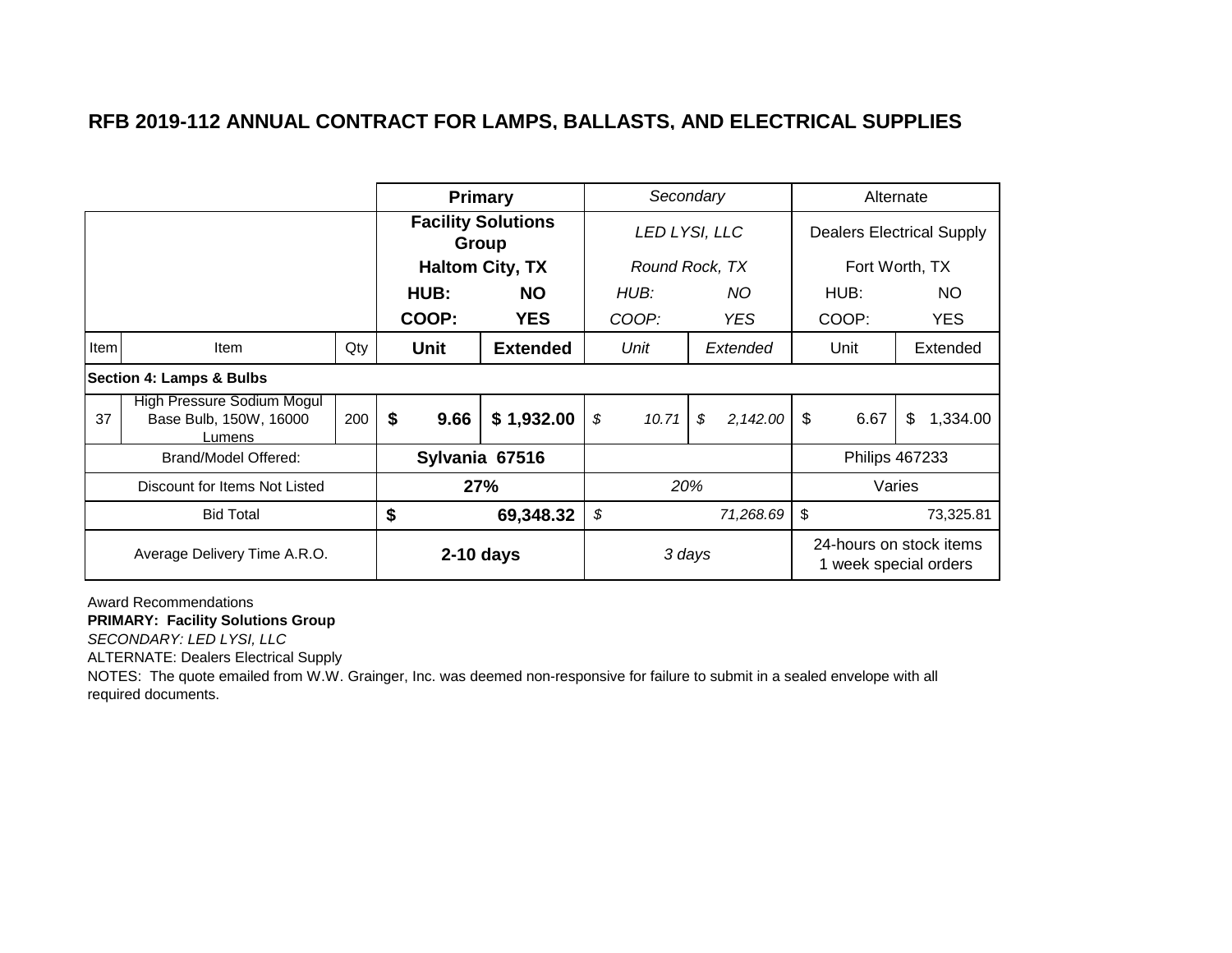## RFB 2019-112 ANNUAL CONTRACT FOR LAMPS, BALLASTS, AND ELECTRICAL SUPPLIES

| | | | **Primary** | | *Secondary* | | Alternate | |
|---|---|---|---|---|---|---|---|---|
| | | | **Facility Solutions Group** | | *LED LYSI, LLC* | | Dealers Electrical Supply | |
| | | | **Haltom City, TX** | | *Round Rock, TX* | | Fort Worth, TX | |
| | | | **HUB:** | **NO** | *HUB:* | *NO* | HUB: | NO |
| | | | **COOP:** | **YES** | *COOP:* | *YES* | COOP: | YES |
| Item | Item | Qty | **Unit** | **Extended** | *Unit* | *Extended* | Unit | Extended |
| **Section 4: Lamps & Bulbs** | | | | | | | | |
| 37 | High Pressure Sodium Mogul Base Bulb, 150W, 16000 Lumens | 200 | **$ 9.66** | **$ 1,932.00** | *$ 10.71* | *$ 2,142.00* | $ 6.67 | $ 1,334.00 |
| Brand/Model Offered: | | | **Sylvania 67516** | | | | Philips 467233 | |
| Discount for Items Not Listed | | | **27%** | | *20%* | | Varies | |
| Bid Total | | | **$ 69,348.32** | | *$ 71,268.69* | | $ 73,325.81 | |
| Average Delivery Time A.R.O. | | | **2-10 days** | | *3 days* | | 24-hours on stock items 1 week special orders | |

Award Recommendations

**PRIMARY: Facility Solutions Group**

*SECONDARY: LED LYSI, LLC*

ALTERNATE: Dealers Electrical Supply

NOTES: The quote emailed from W.W. Grainger, Inc. was deemed non-responsive for failure to submit in a sealed envelope with all required documents.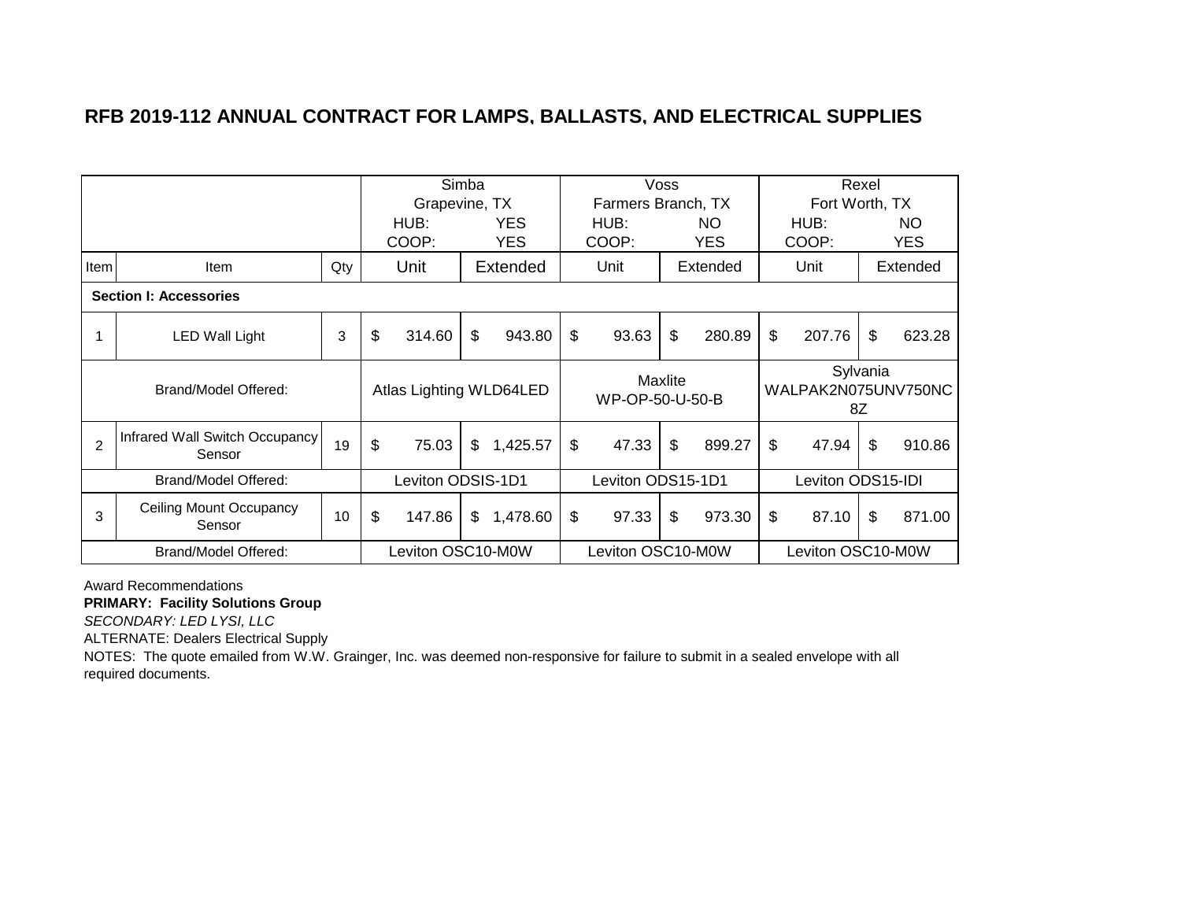## RFB 2019-112 ANNUAL CONTRACT FOR LAMPS, BALLASTS, AND ELECTRICAL SUPPLIES

| | | | Simba Grapevine, TX HUB: YES COOP: YES | | Voss Farmers Branch, TX HUB: NO COOP: YES | | Rexel Fort Worth, TX HUB: NO COOP: YES | |
|---|---|---|---|---|---|---|---|---|
| Item | Item | Qty | Unit | Extended | Unit | Extended | Unit | Extended |
| **Section I: Accessories** | | | | | | | | |
| 1 | LED Wall Light | 3 | $ 314.60 | $ 943.80 | $ 93.63 | $ 280.89 | $ 207.76 | $ 623.28 |
| Brand/Model Offered: | | | Atlas Lighting WLD64LED | | Maxlite WP-OP-50-U-50-B | | Sylvania WALPAK2N075UNV750NC8Z | |
| 2 | Infrared Wall Switch Occupancy Sensor | 19 | $ 75.03 | $ 1,425.57 | $ 47.33 | $ 899.27 | $ 47.94 | $ 910.86 |
| Brand/Model Offered: | | | Leviton ODSIS-1D1 | | Leviton ODS15-1D1 | | Leviton ODS15-IDI | |
| 3 | Ceiling Mount Occupancy Sensor | 10 | $ 147.86 | $ 1,478.60 | $ 97.33 | $ 973.30 | $ 87.10 | $ 871.00 |
| Brand/Model Offered: | | | Leviton OSC10-M0W | | Leviton OSC10-M0W | | Leviton OSC10-M0W | |

Award Recommendations

**PRIMARY: Facility Solutions Group**

*SECONDARY: LED LYSI, LLC*

ALTERNATE: Dealers Electrical Supply

NOTES: The quote emailed from W.W. Grainger, Inc. was deemed non-responsive for failure to submit in a sealed envelope with all required documents.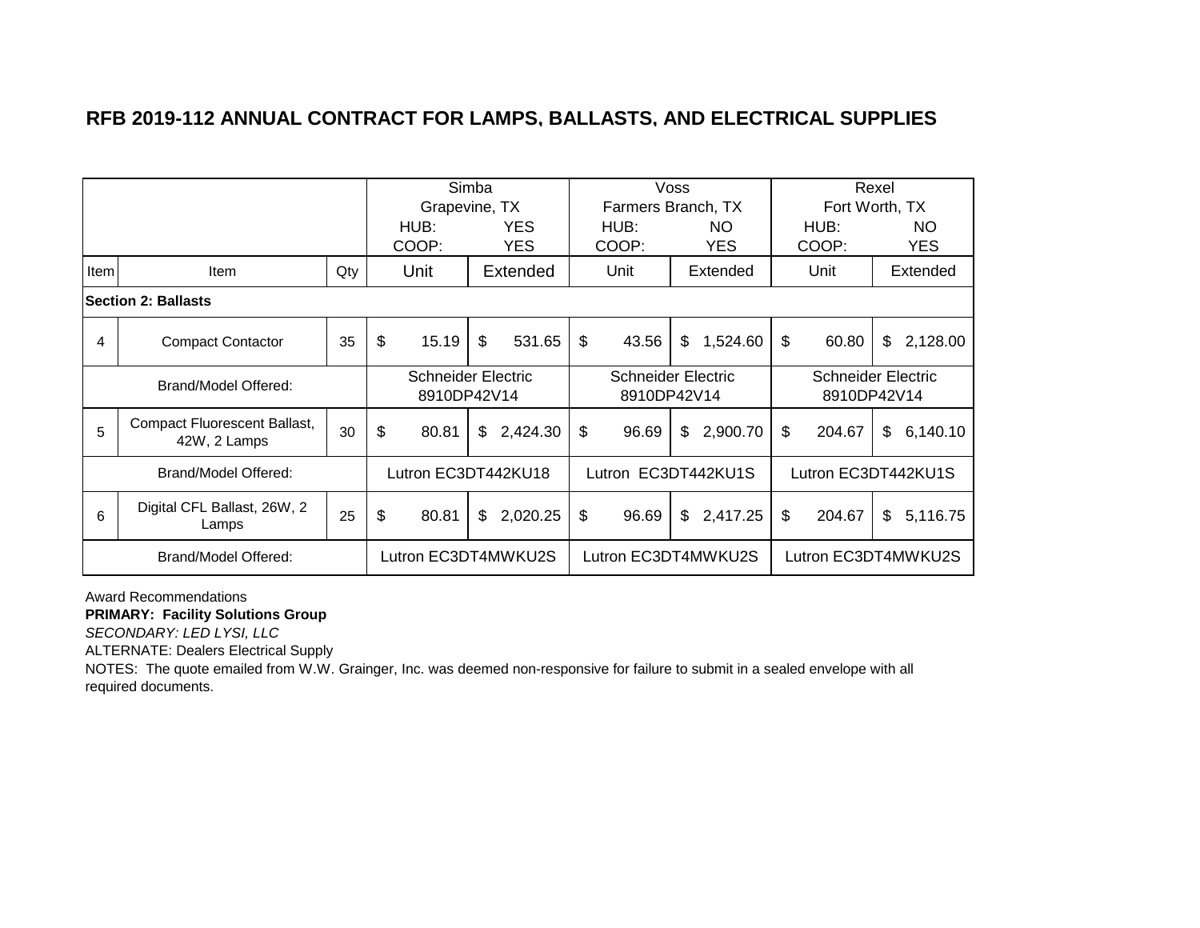## RFB 2019-112 ANNUAL CONTRACT FOR LAMPS, BALLASTS, AND ELECTRICAL SUPPLIES

| | | | Simba Grapevine, TX HUB: YES COOP: YES | | Voss Farmers Branch, TX HUB: NO COOP: YES | | Rexel Fort Worth, TX HUB: NO COOP: YES | |
|---|---|---|---|---|---|---|---|---|
| Item | Item | Qty | Unit | Extended | Unit | Extended | Unit | Extended |
| **Section 2: Ballasts** | | | | | | | | |
| 4 | Compact Contactor | 35 | $ 15.19 | $ 531.65 | $ 43.56 | $ 1,524.60 | $ 60.80 | $ 2,128.00 |
| Brand/Model Offered: | | | Schneider Electric 8910DP42V14 | | Schneider Electric 8910DP42V14 | | Schneider Electric 8910DP42V14 | |
| 5 | Compact Fluorescent Ballast, 42W, 2 Lamps | 30 | $ 80.81 | $ 2,424.30 | $ 96.69 | $ 2,900.70 | $ 204.67 | $ 6,140.10 |
| Brand/Model Offered: | | | Lutron EC3DT442KU18 | | Lutron EC3DT442KU1S | | Lutron EC3DT442KU1S | |
| 6 | Digital CFL Ballast, 26W, 2 Lamps | 25 | $ 80.81 | $ 2,020.25 | $ 96.69 | $ 2,417.25 | $ 204.67 | $ 5,116.75 |
| Brand/Model Offered: | | | Lutron EC3DT4MWKU2S | | Lutron EC3DT4MWKU2S | | Lutron EC3DT4MWKU2S | |

Award Recommendations

**PRIMARY: Facility Solutions Group**

*SECONDARY: LED LYSI, LLC*

ALTERNATE: Dealers Electrical Supply

NOTES: The quote emailed from W.W. Grainger, Inc. was deemed non-responsive for failure to submit in a sealed envelope with all required documents.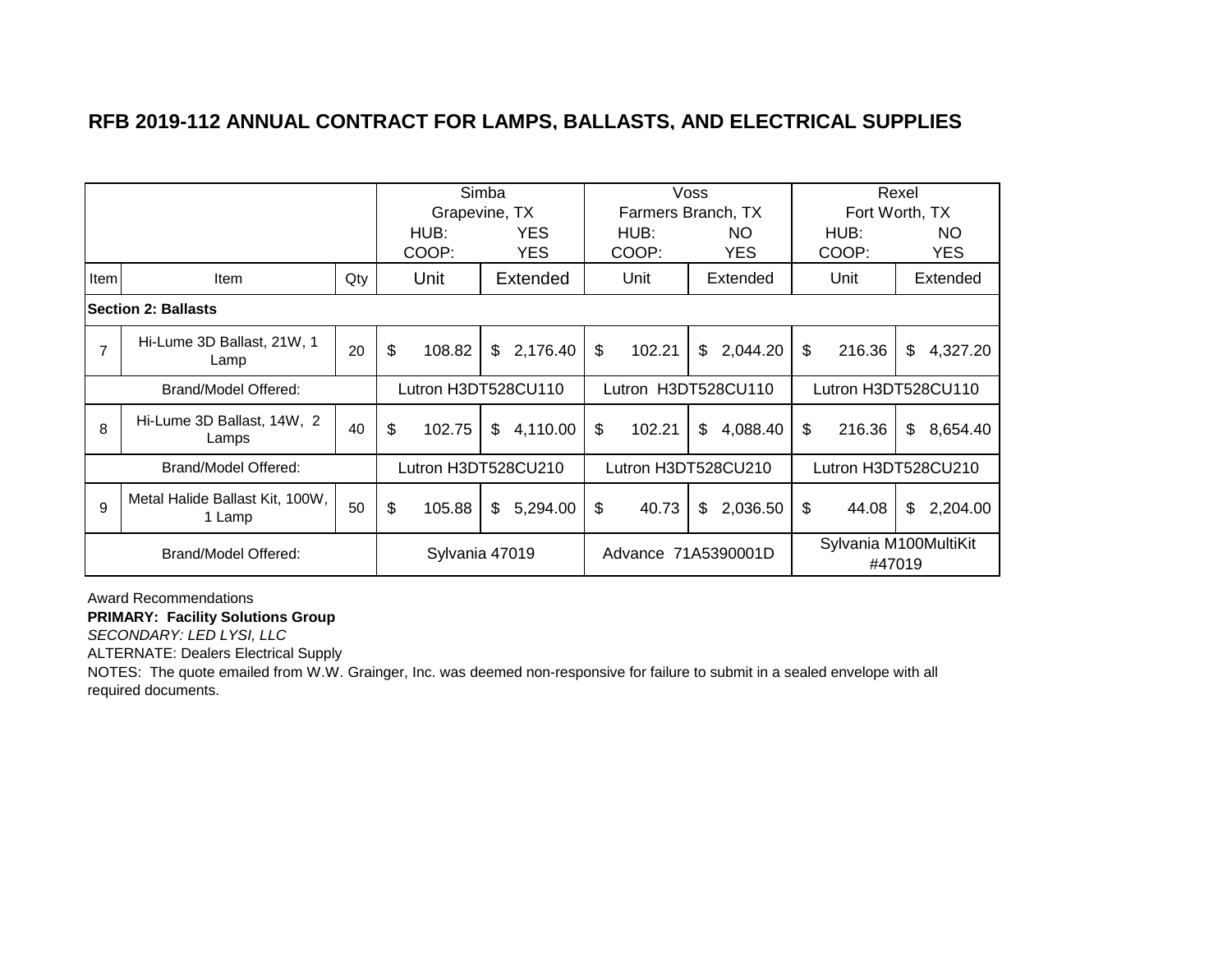## RFB 2019-112 ANNUAL CONTRACT FOR LAMPS, BALLASTS, AND ELECTRICAL SUPPLIES

| | | | Simba Grapevine, TX HUB: YES COOP: YES | | Voss Farmers Branch, TX HUB: NO COOP: YES | | Rexel Fort Worth, TX HUB: NO COOP: YES | |
|---|---|---|---|---|---|---|---|---|
| Item | Item | Qty | Unit | Extended | Unit | Extended | Unit | Extended |
| **Section 2: Ballasts** | | | | | | | | |
| 7 | Hi-Lume 3D Ballast, 21W, 1 Lamp | 20 | $ 108.82 | $ 2,176.40 | $ 102.21 | $ 2,044.20 | $ 216.36 | $ 4,327.20 |
| Brand/Model Offered: | | | Lutron H3DT528CU110 | | Lutron H3DT528CU110 | | Lutron H3DT528CU110 | |
| 8 | Hi-Lume 3D Ballast, 14W, 2 Lamps | 40 | $ 102.75 | $ 4,110.00 | $ 102.21 | $ 4,088.40 | $ 216.36 | $ 8,654.40 |
| Brand/Model Offered: | | | Lutron H3DT528CU210 | | Lutron H3DT528CU210 | | Lutron H3DT528CU210 | |
| 9 | Metal Halide Ballast Kit, 100W, 1 Lamp | 50 | $ 105.88 | $ 5,294.00 | $ 40.73 | $ 2,036.50 | $ 44.08 | $ 2,204.00 |
| Brand/Model Offered: | | | Sylvania 47019 | | Advance 71A5390001D | | Sylvania M100MultiKit #47019 | |

Award Recommendations

**PRIMARY: Facility Solutions Group**

*SECONDARY: LED LYSI, LLC*

ALTERNATE: Dealers Electrical Supply

NOTES: The quote emailed from W.W. Grainger, Inc. was deemed non-responsive for failure to submit in a sealed envelope with all required documents.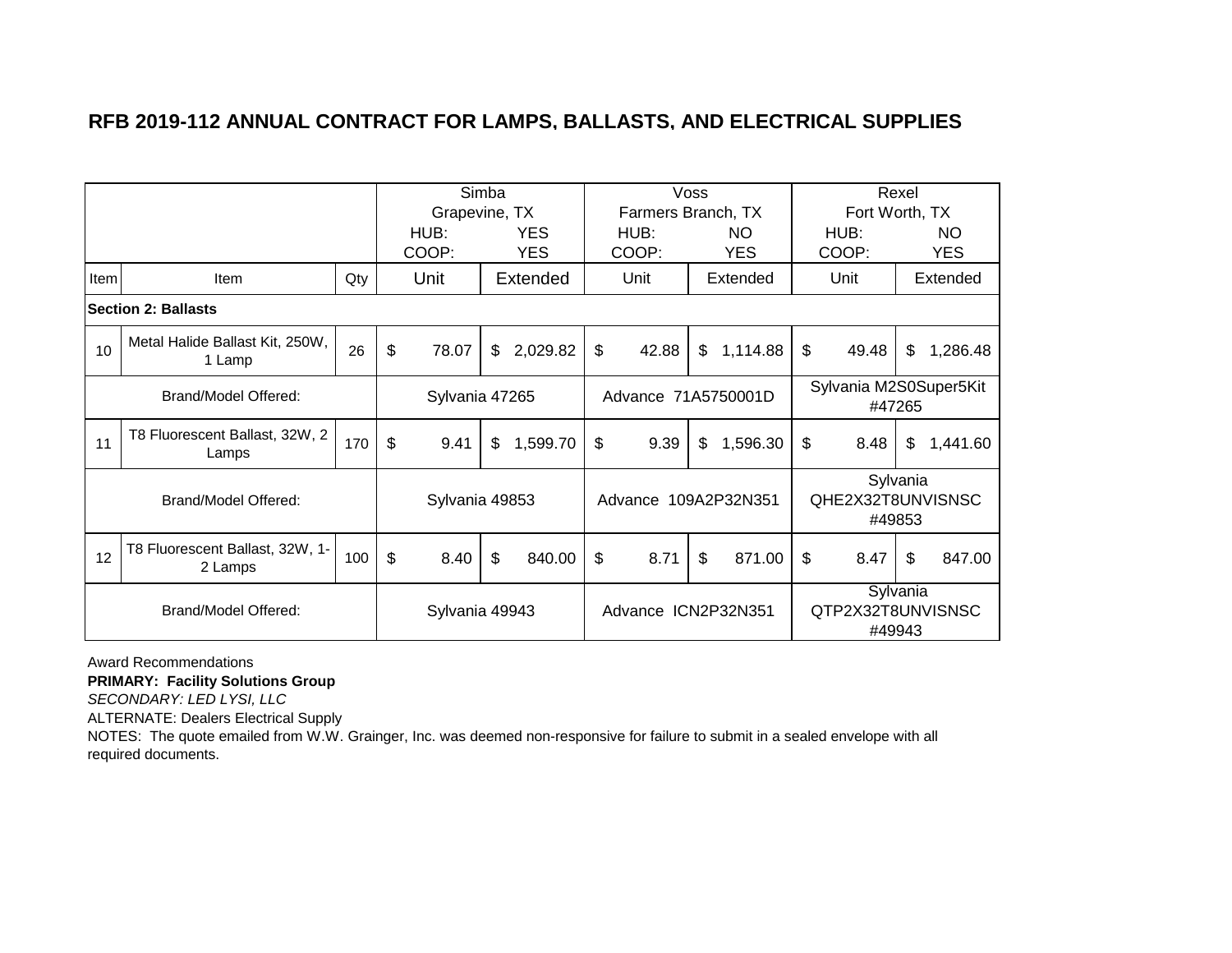## RFB 2019-112 ANNUAL CONTRACT FOR LAMPS, BALLASTS, AND ELECTRICAL SUPPLIES

| | | | Simba Grapevine, TX HUB: YES COOP: YES | | Voss Farmers Branch, TX HUB: NO COOP: YES | | Rexel Fort Worth, TX HUB: NO COOP: YES | |
|---|---|---|---|---|---|---|---|---|
| Item | Item | Qty | Unit | Extended | Unit | Extended | Unit | Extended |
| **Section 2: Ballasts** | | | | | | | | |
| 10 | Metal Halide Ballast Kit, 250W, 1 Lamp | 26 | $ 78.07 | $ 2,029.82 | $ 42.88 | $ 1,114.88 | $ 49.48 | $ 1,286.48 |
| Brand/Model Offered: | | | Sylvania 47265 | | Advance 71A5750001D | | Sylvania M2S0Super5Kit #47265 | |
| 11 | T8 Fluorescent Ballast, 32W, 2 Lamps | 170 | $ 9.41 | $ 1,599.70 | $ 9.39 | $ 1,596.30 | $ 8.48 | $ 1,441.60 |
| Brand/Model Offered: | | | Sylvania 49853 | | Advance 109A2P32N351 | | Sylvania QHE2X32T8UNVISNSC #49853 | |
| 12 | T8 Fluorescent Ballast, 32W, 1-2 Lamps | 100 | $ 8.40 | $ 840.00 | $ 8.71 | $ 871.00 | $ 8.47 | $ 847.00 |
| Brand/Model Offered: | | | Sylvania 49943 | | Advance ICN2P32N351 | | Sylvania QTP2X32T8UNVISNSC #49943 | |

Award Recommendations

**PRIMARY: Facility Solutions Group**

*SECONDARY: LED LYSI, LLC*

ALTERNATE: Dealers Electrical Supply

NOTES: The quote emailed from W.W. Grainger, Inc. was deemed non-responsive for failure to submit in a sealed envelope with all required documents.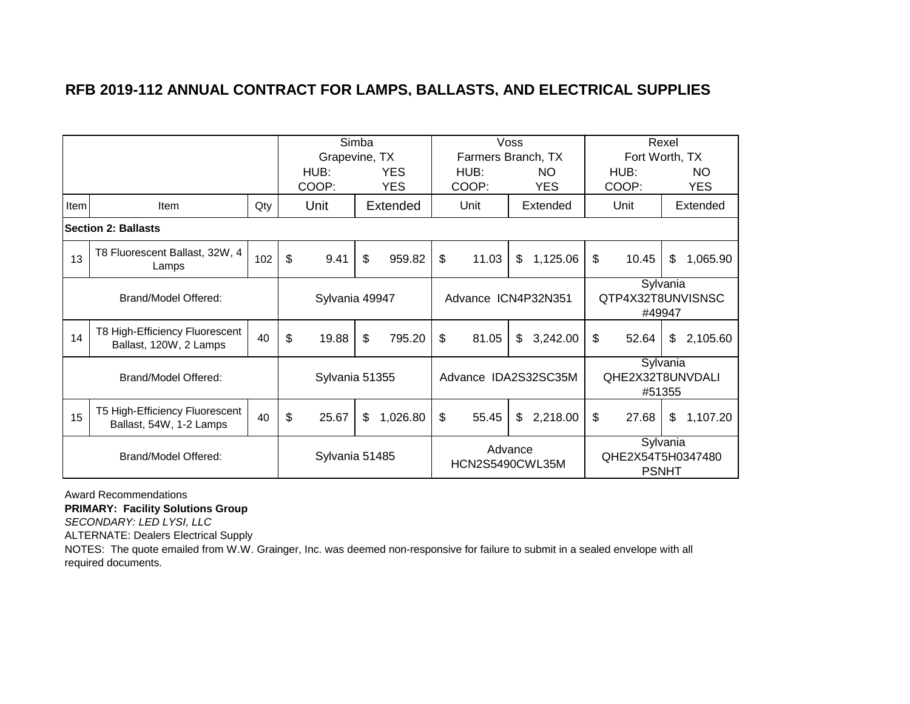# RFB 2019-112 ANNUAL CONTRACT FOR LAMPS, BALLASTS, AND ELECTRICAL SUPPLIES

| | | | Simba Grapevine, TX HUB: YES COOP: YES | | Voss Farmers Branch, TX HUB: NO COOP: YES | | Rexel Fort Worth, TX HUB: NO COOP: YES | |
|---|---|---|---|---|---|---|---|---|
| Item | Item | Qty | Unit | Extended | Unit | Extended | Unit | Extended |
| **Section 2: Ballasts** | | | | | | | | |
| 13 | T8 Fluorescent Ballast, 32W, 4 Lamps | 102 | $ 9.41 | $ 959.82 | $ 11.03 | $ 1,125.06 | $ 10.45 | $ 1,065.90 |
| Brand/Model Offered: | | | Sylvania 49947 | | Advance ICN4P32N351 | | Sylvania QTP4X32T8UNVISNSC #49947 | |
| 14 | T8 High-Efficiency Fluorescent Ballast, 120W, 2 Lamps | 40 | $ 19.88 | $ 795.20 | $ 81.05 | $ 3,242.00 | $ 52.64 | $ 2,105.60 |
| Brand/Model Offered: | | | Sylvania 51355 | | Advance IDA2S32SC35M | | Sylvania QHE2X32T8UNVDALI #51355 | |
| 15 | T5 High-Efficiency Fluorescent Ballast, 54W, 1-2 Lamps | 40 | $ 25.67 | $ 1,026.80 | $ 55.45 | $ 2,218.00 | $ 27.68 | $ 1,107.20 |
| Brand/Model Offered: | | | Sylvania 51485 | | Advance HCN2S5490CWL35M | | Sylvania QHE2X54T5H0347480 PSNHT | |

Award Recommendations

**PRIMARY: Facility Solutions Group**

*SECONDARY: LED LYSI, LLC*

ALTERNATE: Dealers Electrical Supply

NOTES: The quote emailed from W.W. Grainger, Inc. was deemed non-responsive for failure to submit in a sealed envelope with all required documents.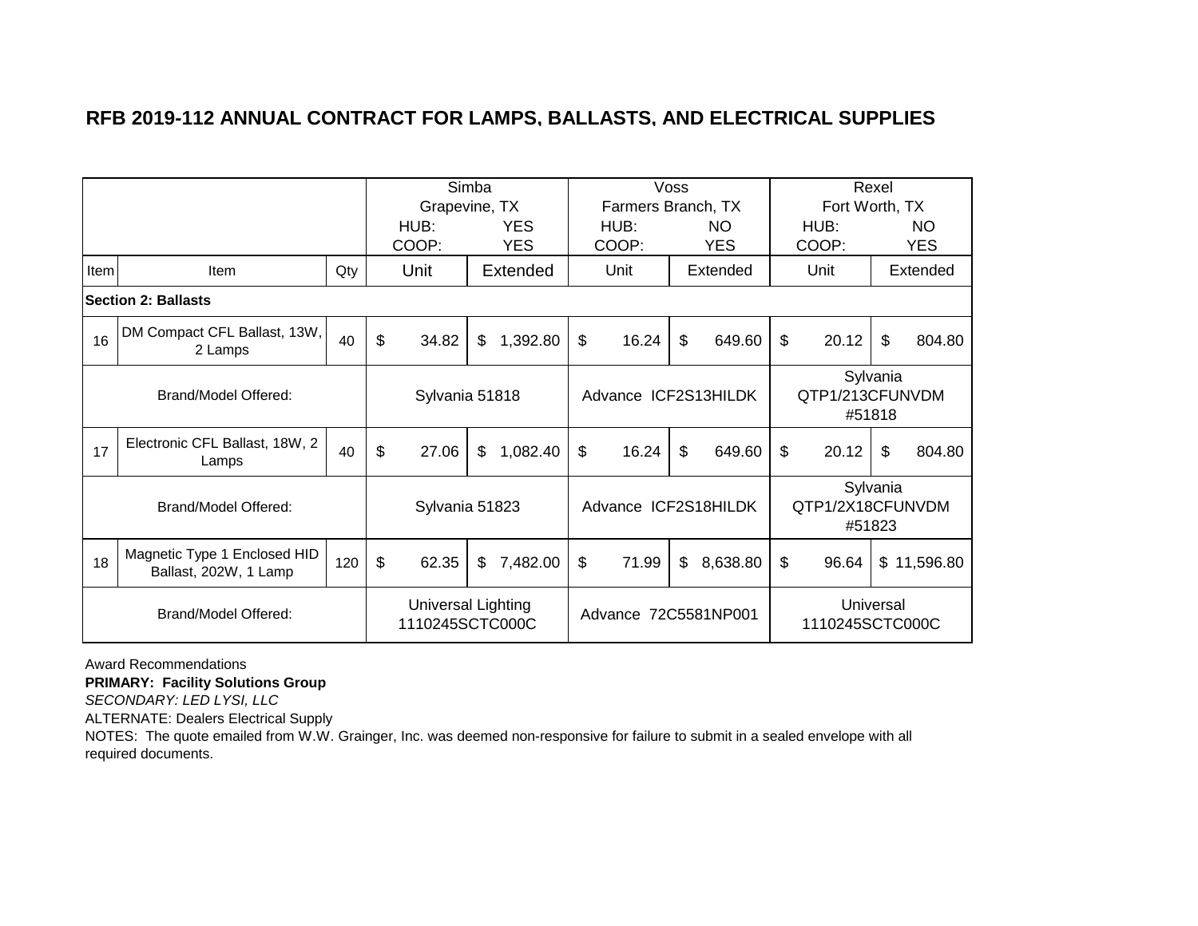## RFB 2019-112 ANNUAL CONTRACT FOR LAMPS, BALLASTS, AND ELECTRICAL SUPPLIES

| | | | Simba<br>Grapevine, TX<br>HUB: YES<br>COOP: YES | | Voss<br>Farmers Branch, TX<br>HUB: NO<br>COOP: YES | | Rexel<br>Fort Worth, TX<br>HUB: NO<br>COOP: YES | |
|---|---|---|---|---|---|---|---|---|
| Item | Item | Qty | Unit | Extended | Unit | Extended | Unit | Extended |
| **Section 2: Ballasts** | | | | | | | | |
| 16 | DM Compact CFL Ballast, 13W, 2 Lamps | 40 | $ 34.82 | $ 1,392.80 | $ 16.24 | $ 649.60 | $ 20.12 | $ 804.80 |
| | Brand/Model Offered: | | Sylvania 51818 | | Advance ICF2S13HILDK | | Sylvania QTP1/213CFUNVDM #51818 | |
| 17 | Electronic CFL Ballast, 18W, 2 Lamps | 40 | $ 27.06 | $ 1,082.40 | $ 16.24 | $ 649.60 | $ 20.12 | $ 804.80 |
| | Brand/Model Offered: | | Sylvania 51823 | | Advance ICF2S18HILDK | | Sylvania QTP1/2X18CFUNVDM #51823 | |
| 18 | Magnetic Type 1 Enclosed HID Ballast, 202W, 1 Lamp | 120 | $ 62.35 | $ 7,482.00 | $ 71.99 | $ 8,638.80 | $ 96.64 | $ 11,596.80 |
| | Brand/Model Offered: | | Universal Lighting 1110245SCTC000C | | Advance 72C5581NP001 | | Universal 1110245SCTC000C | |

Award Recommendations

**PRIMARY: Facility Solutions Group**

*SECONDARY: LED LYSI, LLC*

ALTERNATE: Dealers Electrical Supply

NOTES: The quote emailed from W.W. Grainger, Inc. was deemed non-responsive for failure to submit in a sealed envelope with all required documents.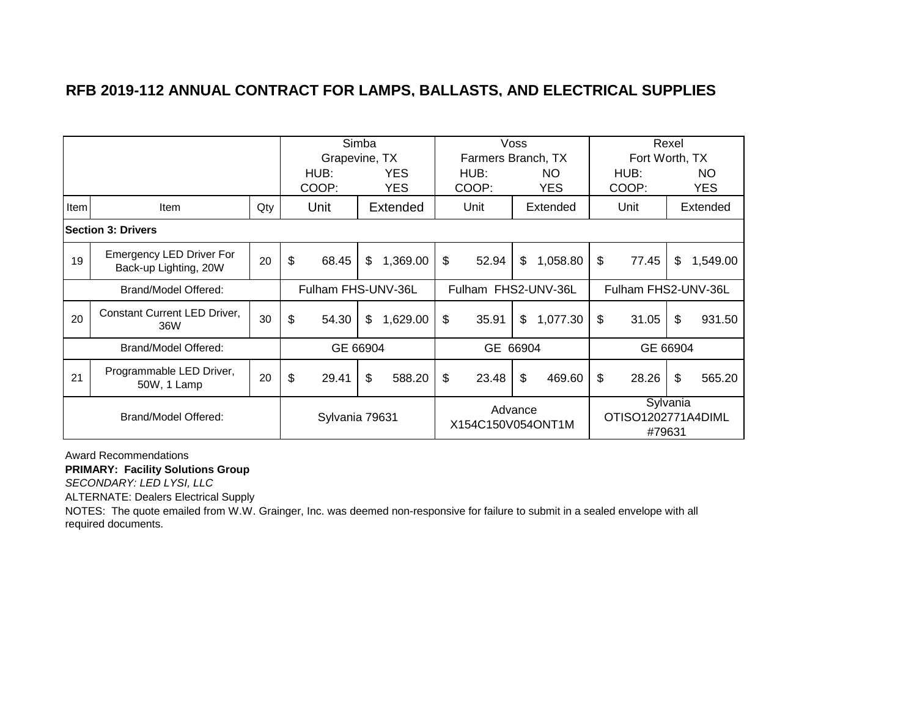## RFB 2019-112 ANNUAL CONTRACT FOR LAMPS, BALLASTS, AND ELECTRICAL SUPPLIES

| | | | Simba Grapevine, TX HUB: YES COOP: YES | | Voss Farmers Branch, TX HUB: NO COOP: YES | | Rexel Fort Worth, TX HUB: NO COOP: YES | |
|---|---|---|---|---|---|---|---|---|
| Item | Item | Qty | Unit | Extended | Unit | Extended | Unit | Extended |
| **Section 3: Drivers** | | | | | | | | |
| 19 | Emergency LED Driver For Back-up Lighting, 20W | 20 | $ 68.45 | $ 1,369.00 | $ 52.94 | $ 1,058.80 | $ 77.45 | $ 1,549.00 |
| | Brand/Model Offered: | | Fulham FHS-UNV-36L | | Fulham FHS2-UNV-36L | | Fulham FHS2-UNV-36L | |
| 20 | Constant Current LED Driver, 36W | 30 | $ 54.30 | $ 1,629.00 | $ 35.91 | $ 1,077.30 | $ 31.05 | $ 931.50 |
| | Brand/Model Offered: | | GE 66904 | | GE 66904 | | GE 66904 | |
| 21 | Programmable LED Driver, 50W, 1 Lamp | 20 | $ 29.41 | $ 588.20 | $ 23.48 | $ 469.60 | $ 28.26 | $ 565.20 |
| | Brand/Model Offered: | | Sylvania 79631 | | Advance X154C150V054ONT1M | | Sylvania OTISO1202771A4DIML #79631 | |

Award Recommendations

**PRIMARY: Facility Solutions Group**

*SECONDARY: LED LYSI, LLC*

ALTERNATE: Dealers Electrical Supply

NOTES: The quote emailed from W.W. Grainger, Inc. was deemed non-responsive for failure to submit in a sealed envelope with all required documents.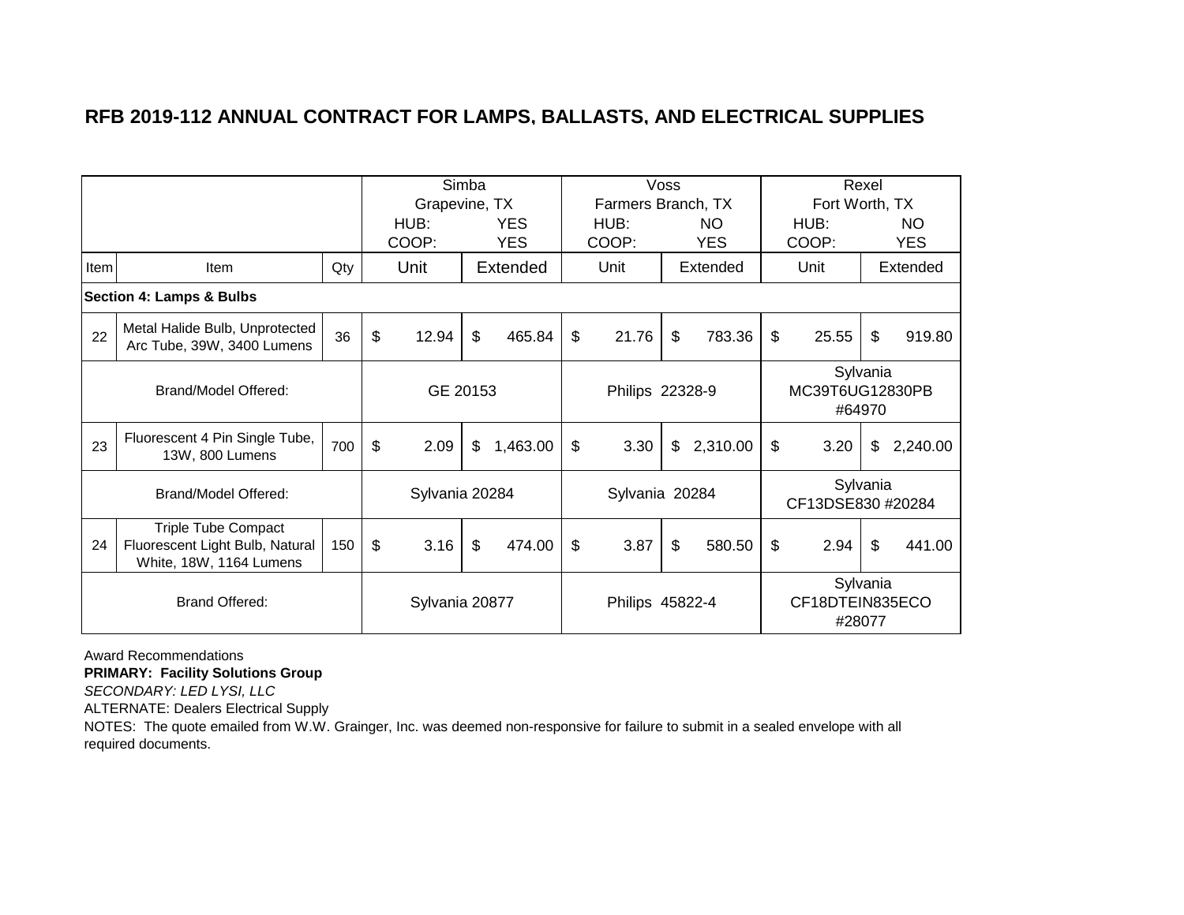## RFB 2019-112 ANNUAL CONTRACT FOR LAMPS, BALLASTS, AND ELECTRICAL SUPPLIES

| | | | Simba Grapevine, TX HUB: YES COOP: YES | | Voss Farmers Branch, TX HUB: NO COOP: YES | | Rexel Fort Worth, TX HUB: NO COOP: YES | |
|---|---|---|---|---|---|---|---|---|
| Item | Item | Qty | Unit | Extended | Unit | Extended | Unit | Extended |
| **Section 4: Lamps & Bulbs** | | | | | | | | |
| 22 | Metal Halide Bulb, Unprotected Arc Tube, 39W, 3400 Lumens | 36 | $ 12.94 | $ 465.84 | $ 21.76 | $ 783.36 | $ 25.55 | $ 919.80 |
| Brand/Model Offered: | | | GE 20153 | | Philips 22328-9 | | Sylvania MC39T6UG12830PB #64970 | |
| 23 | Fluorescent 4 Pin Single Tube, 13W, 800 Lumens | 700 | $ 2.09 | $ 1,463.00 | $ 3.30 | $ 2,310.00 | $ 3.20 | $ 2,240.00 |
| Brand/Model Offered: | | | Sylvania 20284 | | Sylvania 20284 | | Sylvania CF13DSE830 #20284 | |
| 24 | Triple Tube Compact Fluorescent Light Bulb, Natural White, 18W, 1164 Lumens | 150 | $ 3.16 | $ 474.00 | $ 3.87 | $ 580.50 | $ 2.94 | $ 441.00 |
| Brand Offered: | | | Sylvania 20877 | | Philips 45822-4 | | Sylvania CF18DTEIN835ECO #28077 | |

Award Recommendations

**PRIMARY: Facility Solutions Group**

*SECONDARY: LED LYSI, LLC*

ALTERNATE: Dealers Electrical Supply

NOTES: The quote emailed from W.W. Grainger, Inc. was deemed non-responsive for failure to submit in a sealed envelope with all required documents.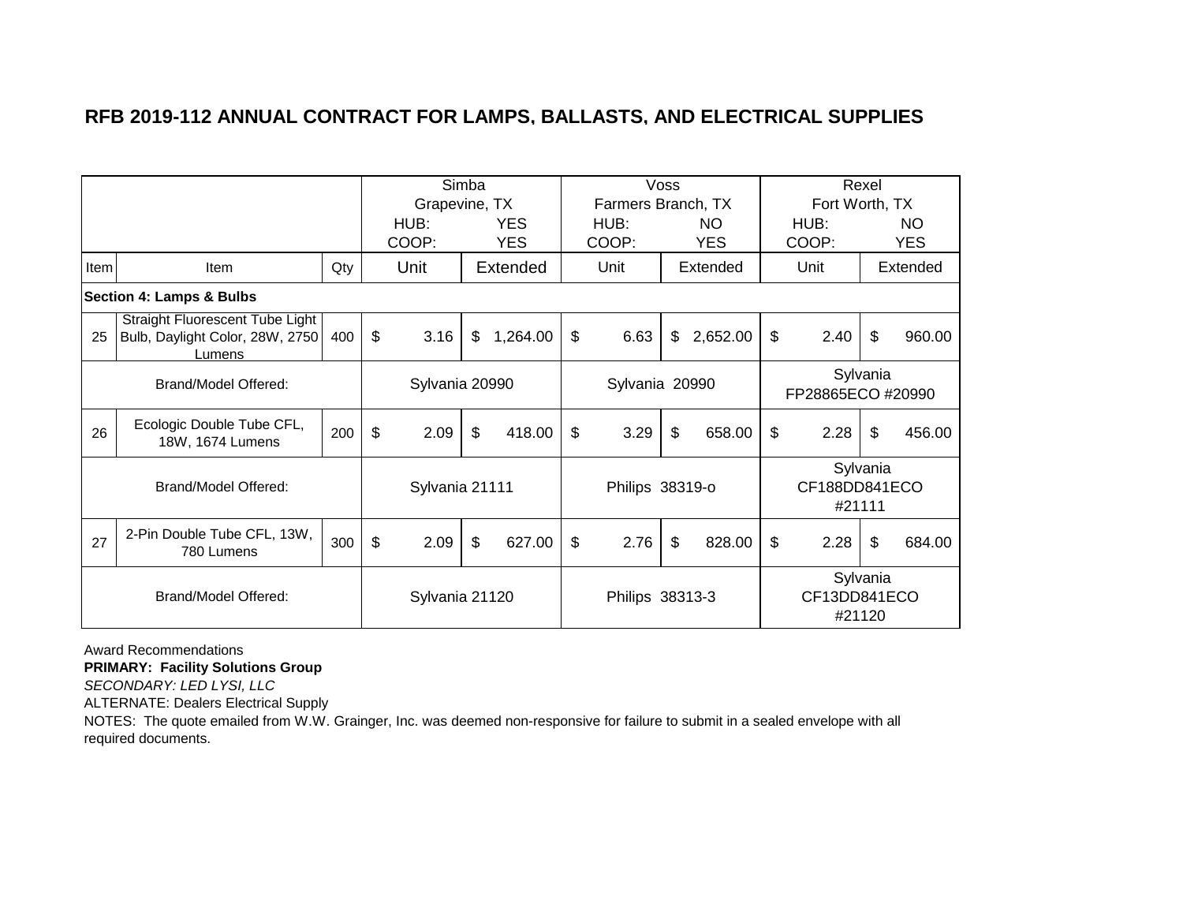## RFB 2019-112 ANNUAL CONTRACT FOR LAMPS, BALLASTS, AND ELECTRICAL SUPPLIES

| | | | Simba Grapevine, TX HUB: YES COOP: YES | | Voss Farmers Branch, TX HUB: NO COOP: YES | | Rexel Fort Worth, TX HUB: NO COOP: YES | |
|---|---|---|---|---|---|---|---|---|
| Item | Item | Qty | Unit | Extended | Unit | Extended | Unit | Extended |
| **Section 4: Lamps & Bulbs** | | | | | | | | |
| 25 | Straight Fluorescent Tube Light Bulb, Daylight Color, 28W, 2750 Lumens | 400 | $ 3.16 | $ 1,264.00 | $ 6.63 | $ 2,652.00 | $ 2.40 | $ 960.00 |
| Brand/Model Offered: | | | Sylvania 20990 | | Sylvania 20990 | | Sylvania FP28865ECO #20990 | |
| 26 | Ecologic Double Tube CFL, 18W, 1674 Lumens | 200 | $ 2.09 | $ 418.00 | $ 3.29 | $ 658.00 | $ 2.28 | $ 456.00 |
| Brand/Model Offered: | | | Sylvania 21111 | | Philips 38319-o | | Sylvania CF188DD841ECO #21111 | |
| 27 | 2-Pin Double Tube CFL, 13W, 780 Lumens | 300 | $ 2.09 | $ 627.00 | $ 2.76 | $ 828.00 | $ 2.28 | $ 684.00 |
| Brand/Model Offered: | | | Sylvania 21120 | | Philips 38313-3 | | Sylvania CF13DD841ECO #21120 | |

Award Recommendations

**PRIMARY: Facility Solutions Group**

*SECONDARY: LED LYSI, LLC*

ALTERNATE: Dealers Electrical Supply

NOTES: The quote emailed from W.W. Grainger, Inc. was deemed non-responsive for failure to submit in a sealed envelope with all required documents.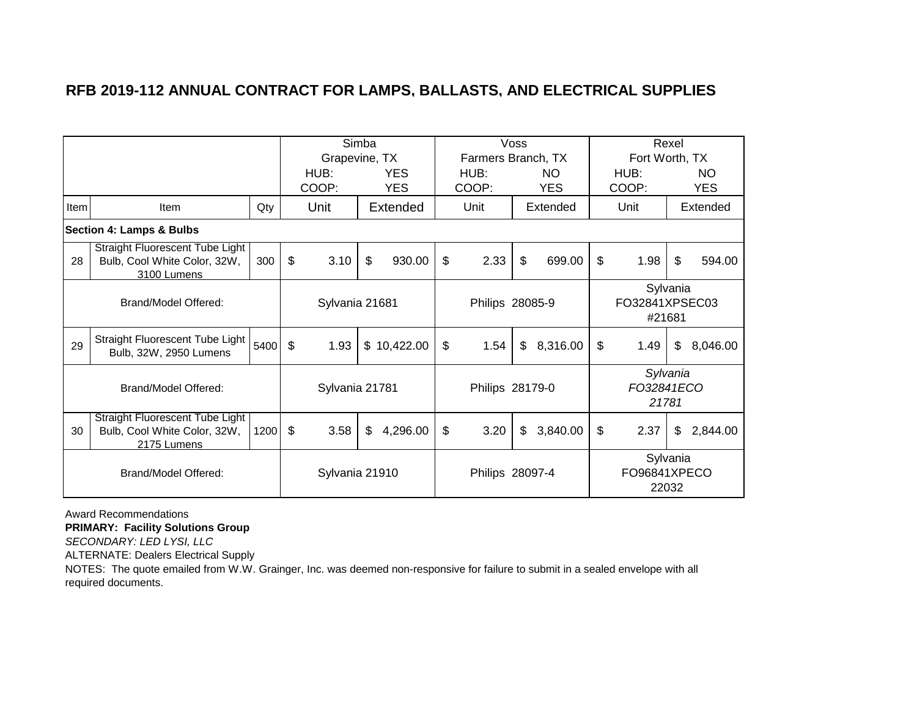# RFB 2019-112 ANNUAL CONTRACT FOR LAMPS, BALLASTS, AND ELECTRICAL SUPPLIES

| | | | Simba Grapevine, TX HUB: YES COOP: YES | | Voss Farmers Branch, TX HUB: NO COOP: YES | | Rexel Fort Worth, TX HUB: NO COOP: YES | |
|---|---|---|---|---|---|---|---|---|
| Item | Item | Qty | Unit | Extended | Unit | Extended | Unit | Extended |
| **Section 4: Lamps & Bulbs** | | | | | | | | |
| 28 | Straight Fluorescent Tube Light Bulb, Cool White Color, 32W, 3100 Lumens | 300 | $ 3.10 | $ 930.00 | $ 2.33 | $ 699.00 | $ 1.98 | $ 594.00 |
| Brand/Model Offered: | | | Sylvania 21681 | | Philips 28085-9 | | Sylvania FO32841XPSEC03 #21681 | |
| 29 | Straight Fluorescent Tube Light Bulb, 32W, 2950 Lumens | 5400 | $ 1.93 | $ 10,422.00 | $ 1.54 | $ 8,316.00 | $ 1.49 | $ 8,046.00 |
| Brand/Model Offered: | | | Sylvania 21781 | | Philips 28179-0 | | *Sylvania FO32841ECO 21781* | |
| 30 | Straight Fluorescent Tube Light Bulb, Cool White Color, 32W, 2175 Lumens | 1200 | $ 3.58 | $ 4,296.00 | $ 3.20 | $ 3,840.00 | $ 2.37 | $ 2,844.00 |
| Brand/Model Offered: | | | Sylvania 21910 | | Philips 28097-4 | | Sylvania FO96841XPECO 22032 | |

Award Recommendations

**PRIMARY: Facility Solutions Group**

*SECONDARY: LED LYSI, LLC*

ALTERNATE: Dealers Electrical Supply

NOTES: The quote emailed from W.W. Grainger, Inc. was deemed non-responsive for failure to submit in a sealed envelope with all required documents.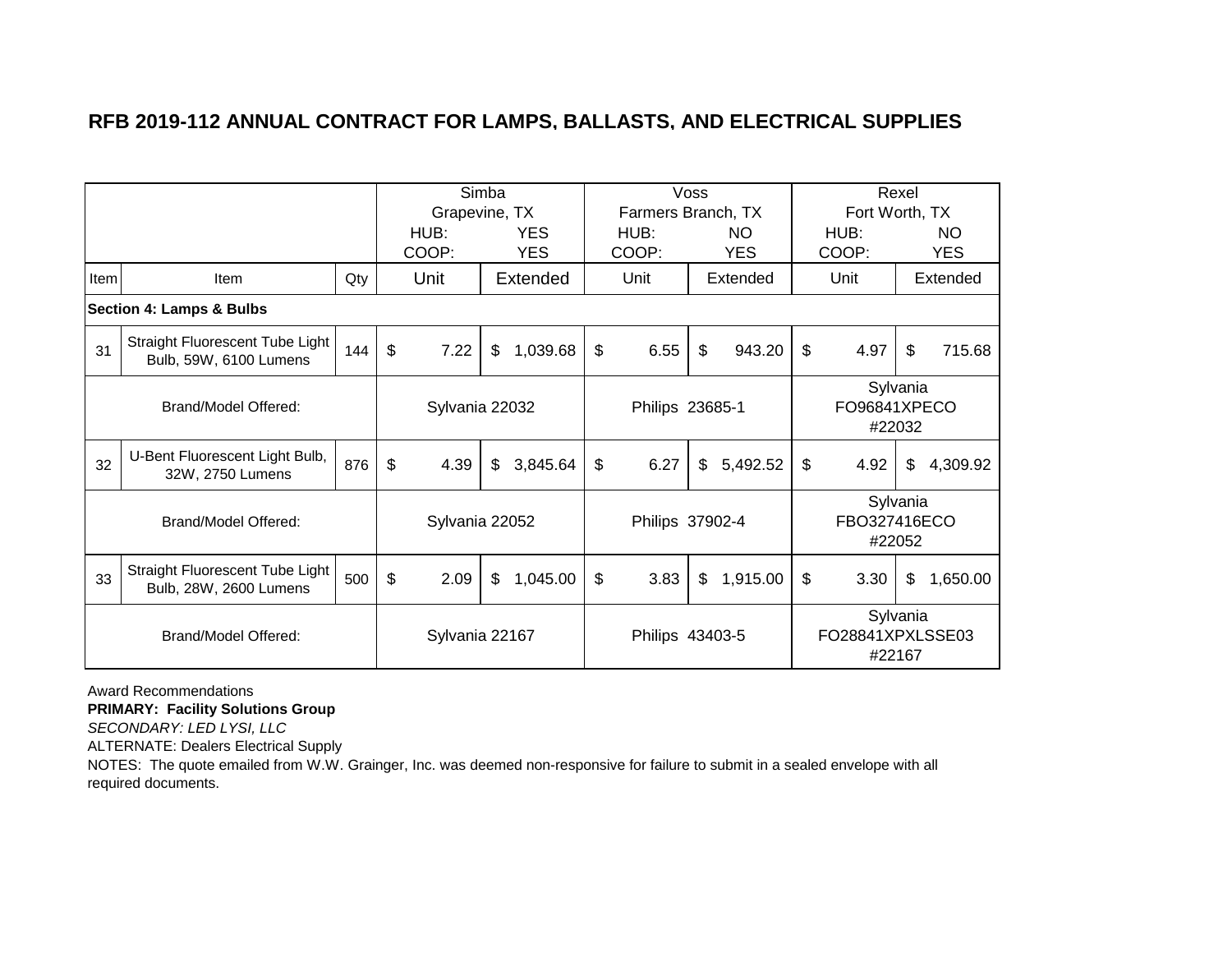## RFB 2019-112 ANNUAL CONTRACT FOR LAMPS, BALLASTS, AND ELECTRICAL SUPPLIES

| | | | Simba Grapevine, TX HUB: YES COOP: YES | | Voss Farmers Branch, TX HUB: NO COOP: YES | | Rexel Fort Worth, TX HUB: NO COOP: YES | |
|---|---|---|---|---|---|---|---|---|
| Item | Item | Qty | Unit | Extended | Unit | Extended | Unit | Extended |
| **Section 4: Lamps & Bulbs** | | | | | | | | |
| 31 | Straight Fluorescent Tube Light Bulb, 59W, 6100 Lumens | 144 | $ 7.22 | $ 1,039.68 | $ 6.55 | $ 943.20 | $ 4.97 | $ 715.68 |
| Brand/Model Offered: | | | Sylvania 22032 | | Philips 23685-1 | | Sylvania FO96841XPECO #22032 | |
| 32 | U-Bent Fluorescent Light Bulb, 32W, 2750 Lumens | 876 | $ 4.39 | $ 3,845.64 | $ 6.27 | $ 5,492.52 | $ 4.92 | $ 4,309.92 |
| Brand/Model Offered: | | | Sylvania 22052 | | Philips 37902-4 | | Sylvania FBO327416ECO #22052 | |
| 33 | Straight Fluorescent Tube Light Bulb, 28W, 2600 Lumens | 500 | $ 2.09 | $ 1,045.00 | $ 3.83 | $ 1,915.00 | $ 3.30 | $ 1,650.00 |
| Brand/Model Offered: | | | Sylvania 22167 | | Philips 43403-5 | | Sylvania FO28841XPXLSSE03 #22167 | |

Award Recommendations

**PRIMARY: Facility Solutions Group**

*SECONDARY: LED LYSI, LLC*

ALTERNATE: Dealers Electrical Supply

NOTES: The quote emailed from W.W. Grainger, Inc. was deemed non-responsive for failure to submit in a sealed envelope with all required documents.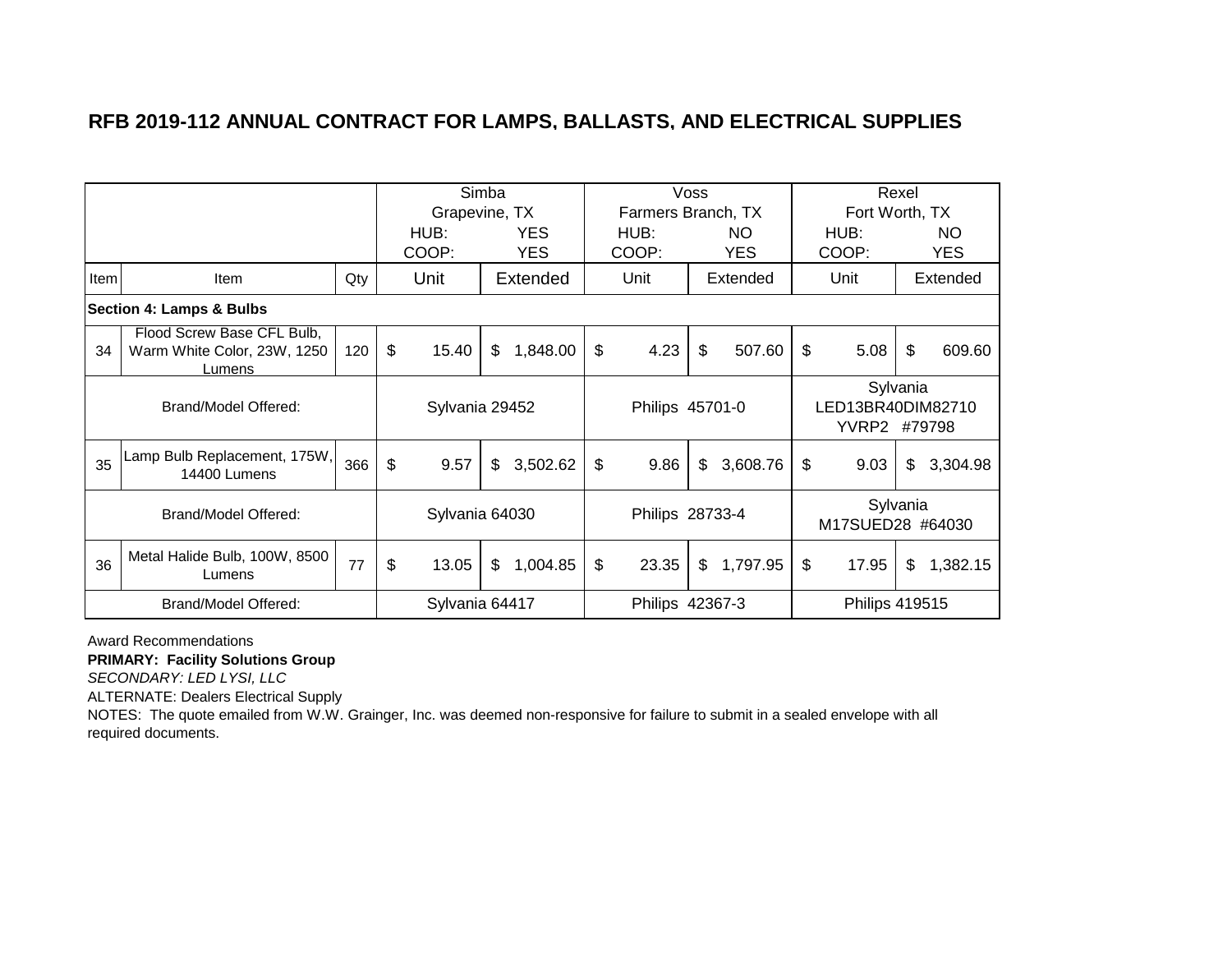## RFB 2019-112 ANNUAL CONTRACT FOR LAMPS, BALLASTS, AND ELECTRICAL SUPPLIES

| | | | Simba Grapevine, TX HUB: YES COOP: YES | | Voss Farmers Branch, TX HUB: NO COOP: YES | | Rexel Fort Worth, TX HUB: NO COOP: YES | |
|---|---|---|---|---|---|---|---|---|
| Item | Item | Qty | Unit | Extended | Unit | Extended | Unit | Extended |
| **Section 4: Lamps & Bulbs** | | | | | | | | |
| 34 | Flood Screw Base CFL Bulb, Warm White Color, 23W, 1250 Lumens | 120 | $ 15.40 | $ 1,848.00 | $ 4.23 | $ 507.60 | $ 5.08 | $ 609.60 |
| Brand/Model Offered: | | | Sylvania 29452 | | Philips 45701-0 | | Sylvania LED13BR40DIM82710 YVRP2 #79798 | |
| 35 | Lamp Bulb Replacement, 175W, 14400 Lumens | 366 | $ 9.57 | $ 3,502.62 | $ 9.86 | $ 3,608.76 | $ 9.03 | $ 3,304.98 |
| Brand/Model Offered: | | | Sylvania 64030 | | Philips 28733-4 | | Sylvania M17SUED28 #64030 | |
| 36 | Metal Halide Bulb, 100W, 8500 Lumens | 77 | $ 13.05 | $ 1,004.85 | $ 23.35 | $ 1,797.95 | $ 17.95 | $ 1,382.15 |
| Brand/Model Offered: | | | Sylvania 64417 | | Philips 42367-3 | | Philips 419515 | |

Award Recommendations

**PRIMARY: Facility Solutions Group**

*SECONDARY: LED LYSI, LLC*

ALTERNATE: Dealers Electrical Supply

NOTES: The quote emailed from W.W. Grainger, Inc. was deemed non-responsive for failure to submit in a sealed envelope with all required documents.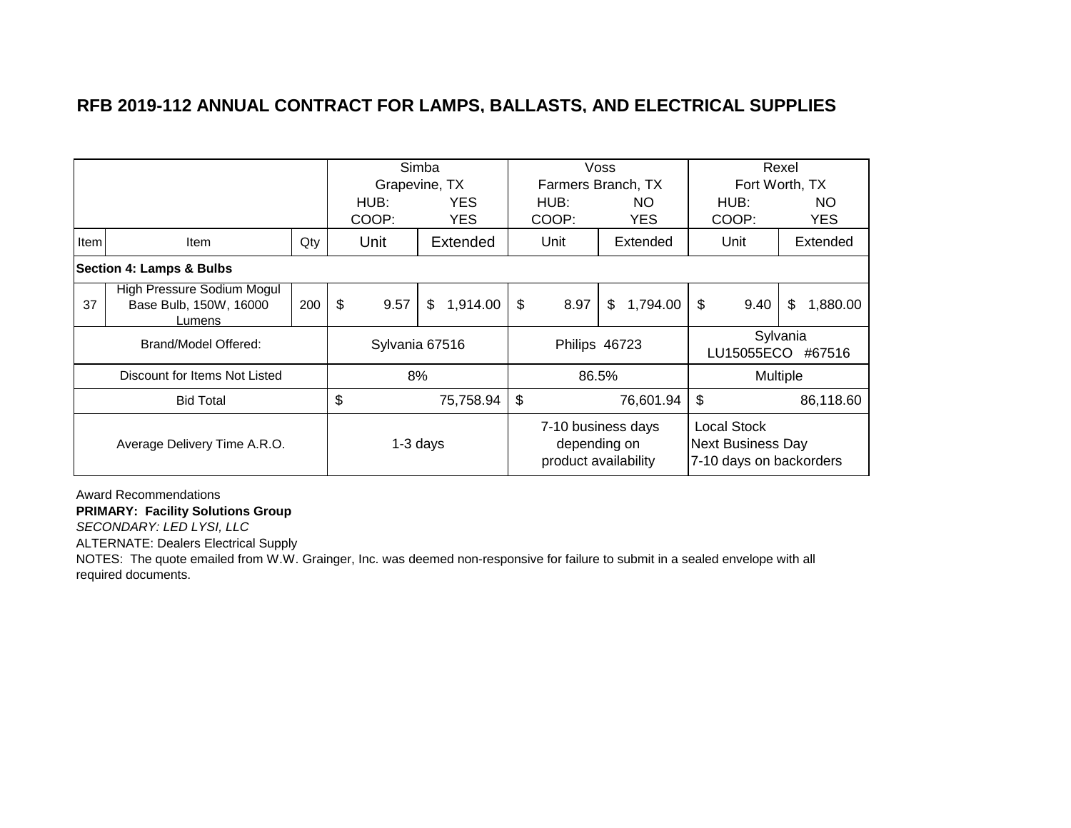## RFB 2019-112 ANNUAL CONTRACT FOR LAMPS, BALLASTS, AND ELECTRICAL SUPPLIES

| | | | Simba<br>Grapevine, TX<br>HUB: YES<br>COOP: YES | | Voss<br>Farmers Branch, TX<br>HUB: NO<br>COOP: YES | | Rexel<br>Fort Worth, TX<br>HUB: NO<br>COOP: YES | |
|---|---|---|---|---|---|---|---|---|
| Item | Item | Qty | Unit | Extended | Unit | Extended | Unit | Extended |
| **Section 4: Lamps & Bulbs** | | | | | | | | |
| 37 | High Pressure Sodium Mogul Base Bulb, 150W, 16000 Lumens | 200 | $ 9.57 | $ 1,914.00 | $ 8.97 | $ 1,794.00 | $ 9.40 | $ 1,880.00 |
| Brand/Model Offered: | | | Sylvania 67516 | | Philips 46723 | | Sylvania LU15055ECO #67516 | |
| Discount for Items Not Listed | | | 8% | | 86.5% | | Multiple | |
| Bid Total | | | $ 75,758.94 | | $ 76,601.94 | | $ 86,118.60 | |
| Average Delivery Time A.R.O. | | | 1-3 days | | 7-10 business days depending on product availability | | Local Stock Next Business Day 7-10 days on backorders | |

Award Recommendations

**PRIMARY: Facility Solutions Group**

*SECONDARY: LED LYSI, LLC*

ALTERNATE: Dealers Electrical Supply

NOTES: The quote emailed from W.W. Grainger, Inc. was deemed non-responsive for failure to submit in a sealed envelope with all required documents.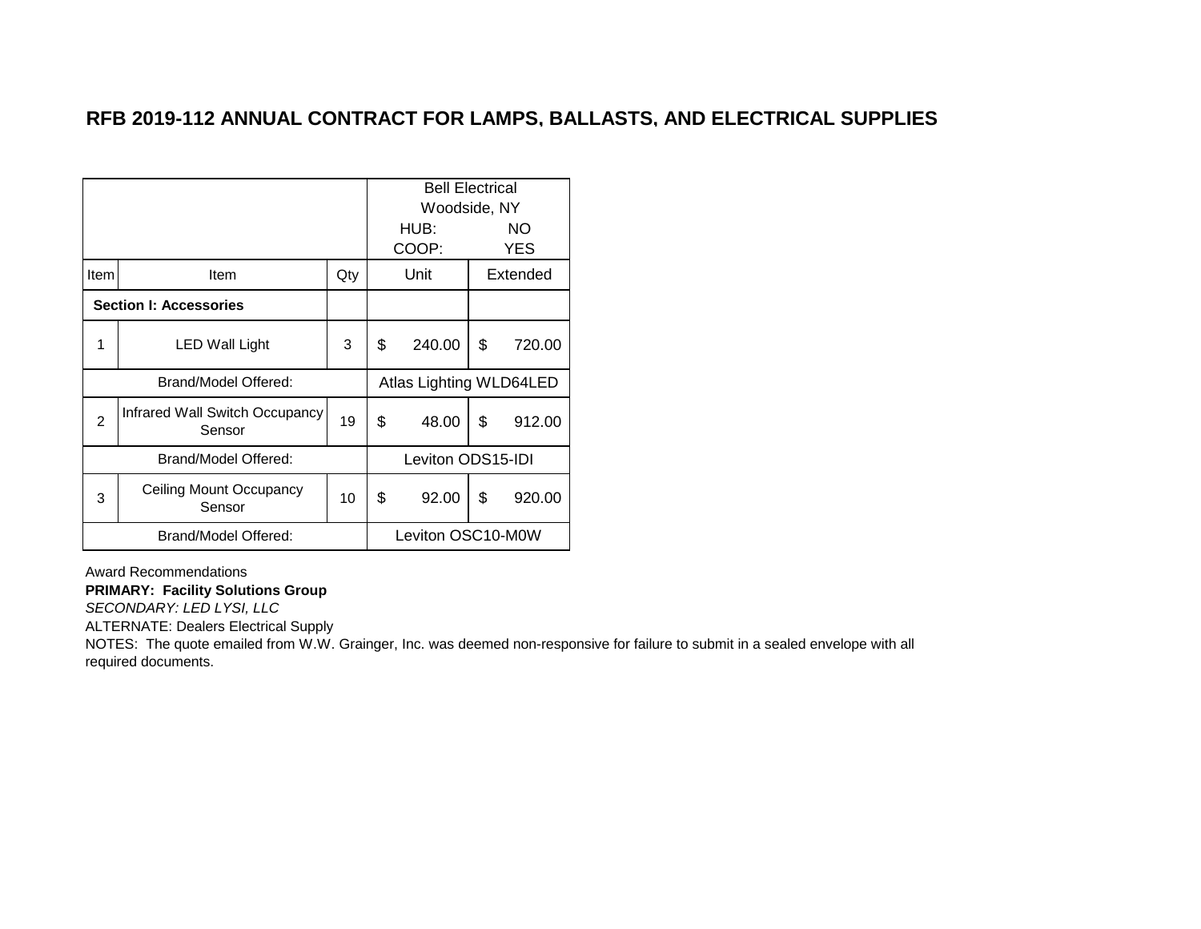# RFB 2019-112 ANNUAL CONTRACT FOR LAMPS, BALLASTS, AND ELECTRICAL SUPPLIES

| | | | Bell Electrical Woodside, NY HUB: NO COOP: YES | |
|---|---|---|---|---|
| Item | Item | Qty | Unit | Extended |
| **Section I: Accessories** | | | | |
| 1 | LED Wall Light | 3 | $ 240.00 | $ 720.00 |
| | Brand/Model Offered: | | Atlas Lighting WLD64LED | |
| 2 | Infrared Wall Switch Occupancy Sensor | 19 | $ 48.00 | $ 912.00 |
| | Brand/Model Offered: | | Leviton ODS15-IDI | |
| 3 | Ceiling Mount Occupancy Sensor | 10 | $ 92.00 | $ 920.00 |
| | Brand/Model Offered: | | Leviton OSC10-M0W | |

Award Recommendations

**PRIMARY: Facility Solutions Group**

*SECONDARY: LED LYSI, LLC*

ALTERNATE: Dealers Electrical Supply

NOTES: The quote emailed from W.W. Grainger, Inc. was deemed non-responsive for failure to submit in a sealed envelope with all required documents.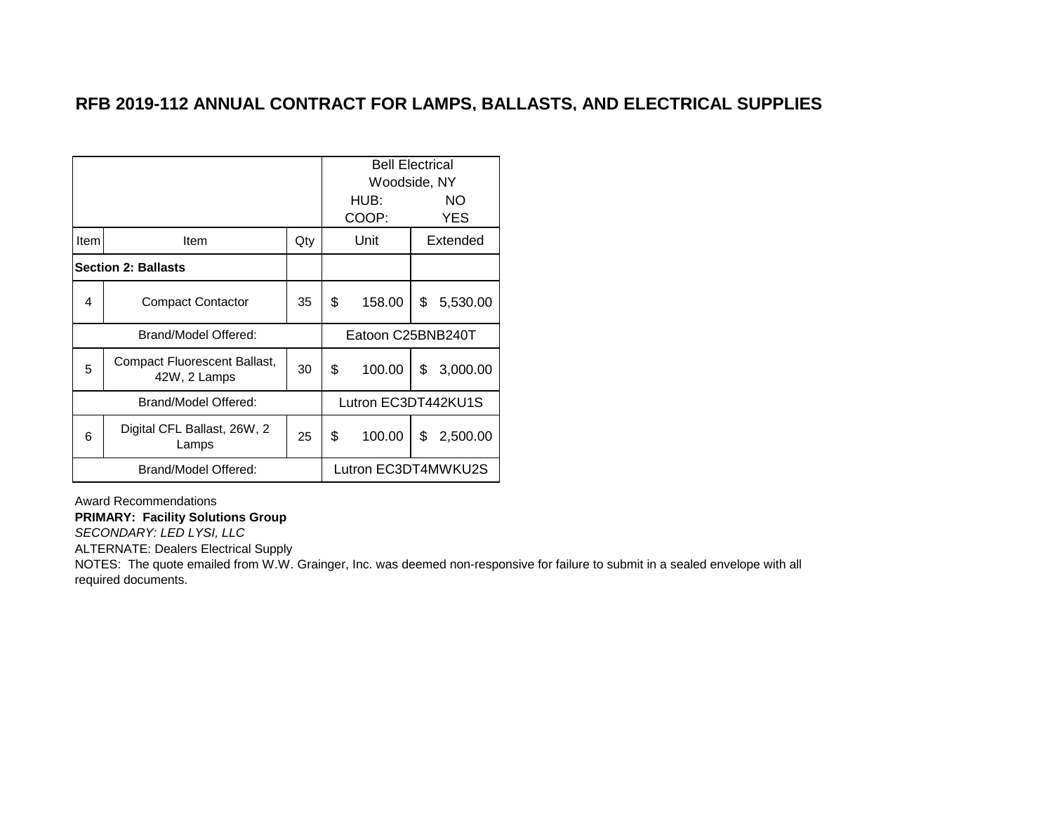# RFB 2019-112 ANNUAL CONTRACT FOR LAMPS, BALLASTS, AND ELECTRICAL SUPPLIES

| | | | Bell Electrical Woodside, NY HUB: NO COOP: YES | |
|---|---|---|---|---|
| Item | Item | Qty | Unit | Extended |
| **Section 2: Ballasts** | | | | |
| 4 | Compact Contactor | 35 | $ 158.00 | $ 5,530.00 |
| | Brand/Model Offered: | | Eatoon C25BNB240T | |
| 5 | Compact Fluorescent Ballast, 42W, 2 Lamps | 30 | $ 100.00 | $ 3,000.00 |
| | Brand/Model Offered: | | Lutron EC3DT442KU1S | |
| 6 | Digital CFL Ballast, 26W, 2 Lamps | 25 | $ 100.00 | $ 2,500.00 |
| | Brand/Model Offered: | | Lutron EC3DT4MWKU2S | |

Award Recommendations

**PRIMARY: Facility Solutions Group**

*SECONDARY: LED LYSI, LLC*

ALTERNATE: Dealers Electrical Supply

NOTES: The quote emailed from W.W. Grainger, Inc. was deemed non-responsive for failure to submit in a sealed envelope with all required documents.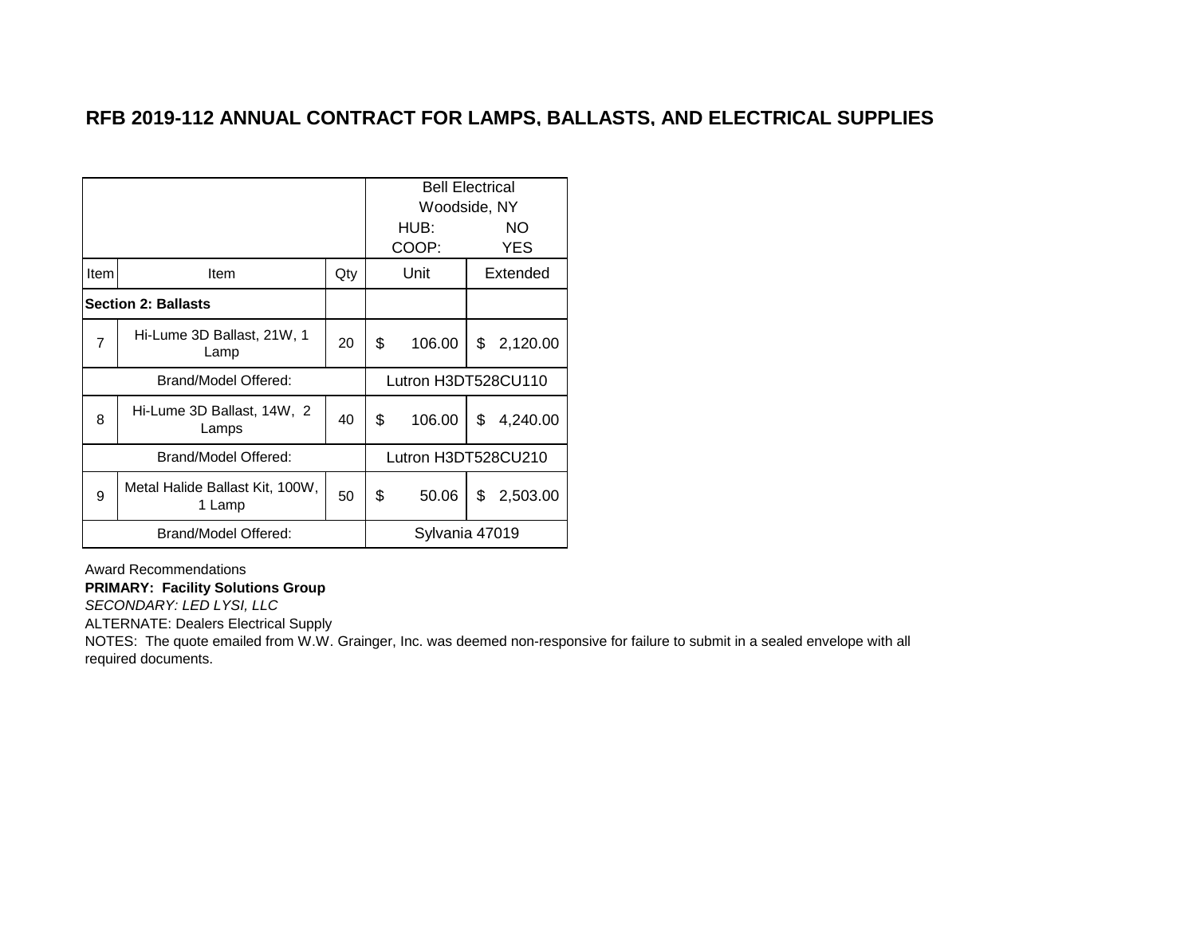## RFB 2019-112 ANNUAL CONTRACT FOR LAMPS, BALLASTS, AND ELECTRICAL SUPPLIES

| | | | Bell Electrical Woodside, NY HUB: NO COOP: YES | |
|---|---|---|---|---|
| Item | Item | Qty | Unit | Extended |
| **Section 2: Ballasts** | | | | |
| 7 | Hi-Lume 3D Ballast, 21W, 1 Lamp | 20 | $ 106.00 | $ 2,120.00 |
| | Brand/Model Offered: | | Lutron H3DT528CU110 | |
| 8 | Hi-Lume 3D Ballast, 14W, 2 Lamps | 40 | $ 106.00 | $ 4,240.00 |
| | Brand/Model Offered: | | Lutron H3DT528CU210 | |
| 9 | Metal Halide Ballast Kit, 100W, 1 Lamp | 50 | $ 50.06 | $ 2,503.00 |
| | Brand/Model Offered: | | Sylvania 47019 | |

Award Recommendations

**PRIMARY: Facility Solutions Group**

*SECONDARY: LED LYSI, LLC*

ALTERNATE: Dealers Electrical Supply

NOTES: The quote emailed from W.W. Grainger, Inc. was deemed non-responsive for failure to submit in a sealed envelope with all required documents.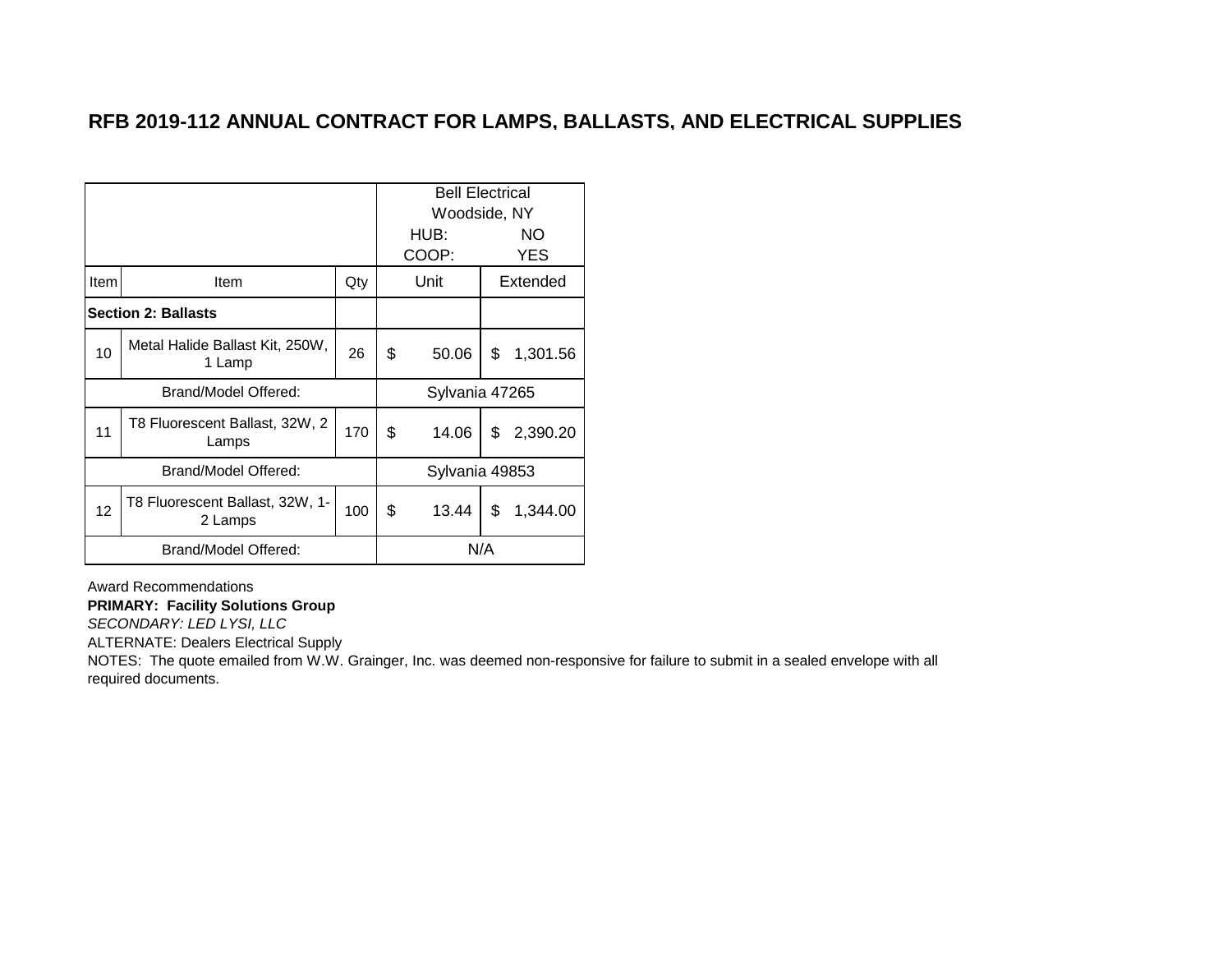## RFB 2019-112 ANNUAL CONTRACT FOR LAMPS, BALLASTS, AND ELECTRICAL SUPPLIES

| | | | Bell Electrical Woodside, NY HUB: NO COOP: YES | |
|---|---|---|---|---|
| Item | Item | Qty | Unit | Extended |
| **Section 2: Ballasts** | | | | |
| 10 | Metal Halide Ballast Kit, 250W, 1 Lamp | 26 | $ 50.06 | $ 1,301.56 |
| | Brand/Model Offered: | | Sylvania 47265 | |
| 11 | T8 Fluorescent Ballast, 32W, 2 Lamps | 170 | $ 14.06 | $ 2,390.20 |
| | Brand/Model Offered: | | Sylvania 49853 | |
| 12 | T8 Fluorescent Ballast, 32W, 1-2 Lamps | 100 | $ 13.44 | $ 1,344.00 |
| | Brand/Model Offered: | | N/A | |

Award Recommendations

**PRIMARY: Facility Solutions Group**

*SECONDARY: LED LYSI, LLC*

ALTERNATE: Dealers Electrical Supply

NOTES: The quote emailed from W.W. Grainger, Inc. was deemed non-responsive for failure to submit in a sealed envelope with all required documents.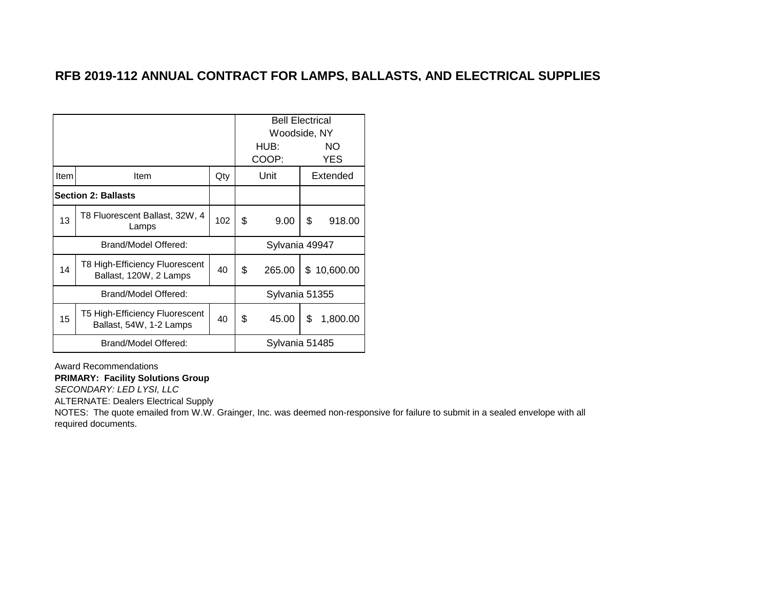## RFB 2019-112 ANNUAL CONTRACT FOR LAMPS, BALLASTS, AND ELECTRICAL SUPPLIES

| | | | Bell Electrical<br>Woodside, NY<br>HUB: NO<br>COOP: YES | |
|---|---|---|---|---|
| Item | Item | Qty | Unit | Extended |
| **Section 2: Ballasts** | | | | |
| 13 | T8 Fluorescent Ballast, 32W, 4 Lamps | 102 | $ 9.00 | $ 918.00 |
| Brand/Model Offered: | | | Sylvania 49947 | |
| 14 | T8 High-Efficiency Fluorescent Ballast, 120W, 2 Lamps | 40 | $ 265.00 | $ 10,600.00 |
| Brand/Model Offered: | | | Sylvania 51355 | |
| 15 | T5 High-Efficiency Fluorescent Ballast, 54W, 1-2 Lamps | 40 | $ 45.00 | $ 1,800.00 |
| Brand/Model Offered: | | | Sylvania 51485 | |

Award Recommendations

**PRIMARY: Facility Solutions Group**

*SECONDARY: LED LYSI, LLC*

ALTERNATE: Dealers Electrical Supply

NOTES: The quote emailed from W.W. Grainger, Inc. was deemed non-responsive for failure to submit in a sealed envelope with all required documents.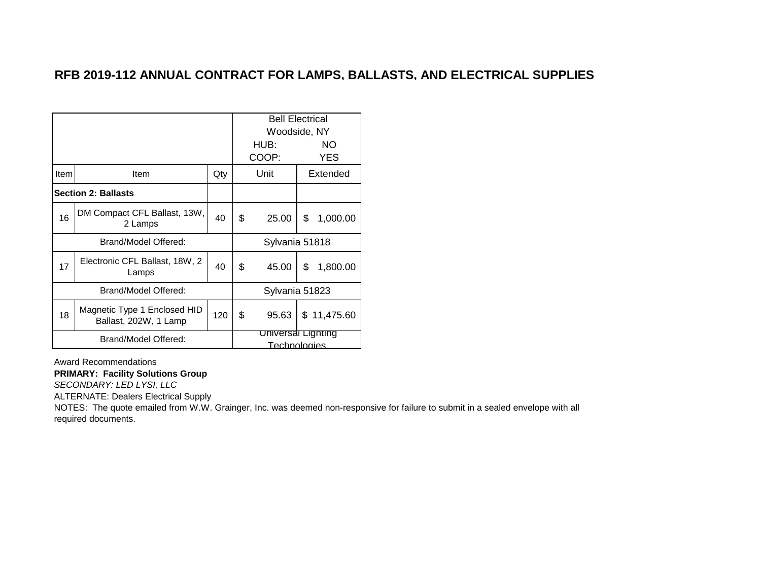## RFB 2019-112 ANNUAL CONTRACT FOR LAMPS, BALLASTS, AND ELECTRICAL SUPPLIES

| | | | Bell Electrical Woodside, NY HUB: NO COOP: YES | |
|---|---|---|---|---|
| Item | Item | Qty | Unit | Extended |
| **Section 2: Ballasts** | | | | |
| 16 | DM Compact CFL Ballast, 13W, 2 Lamps | 40 | $ 25.00 | $ 1,000.00 |
| | Brand/Model Offered: | | Sylvania 51818 | |
| 17 | Electronic CFL Ballast, 18W, 2 Lamps | 40 | $ 45.00 | $ 1,800.00 |
| | Brand/Model Offered: | | Sylvania 51823 | |
| 18 | Magnetic Type 1 Enclosed HID Ballast, 202W, 1 Lamp | 120 | $ 95.63 | $ 11,475.60 |
| | Brand/Model Offered: | | Universal Lighting Technologies | |

Award Recommendations

**PRIMARY: Facility Solutions Group**

*SECONDARY: LED LYSI, LLC*

ALTERNATE: Dealers Electrical Supply

NOTES: The quote emailed from W.W. Grainger, Inc. was deemed non-responsive for failure to submit in a sealed envelope with all required documents.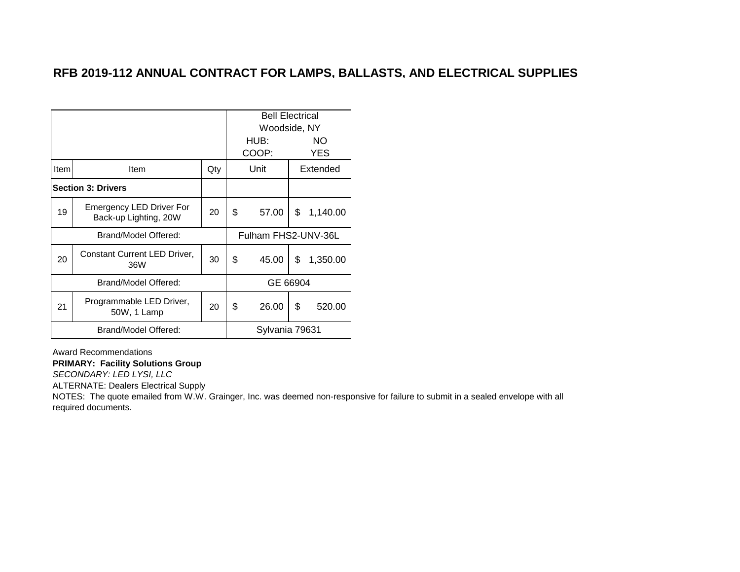# RFB 2019-112 ANNUAL CONTRACT FOR LAMPS, BALLASTS, AND ELECTRICAL SUPPLIES

| | | | Bell Electrical Woodside, NY HUB: NO COOP: YES | |
|---|---|---|---|---|
| Item | Item | Qty | Unit | Extended |
| **Section 3: Drivers** | | | | |
| 19 | Emergency LED Driver For Back-up Lighting, 20W | 20 | $ 57.00 | $ 1,140.00 |
| | Brand/Model Offered: | | Fulham FHS2-UNV-36L | |
| 20 | Constant Current LED Driver, 36W | 30 | $ 45.00 | $ 1,350.00 |
| | Brand/Model Offered: | | GE 66904 | |
| 21 | Programmable LED Driver, 50W, 1 Lamp | 20 | $ 26.00 | $ 520.00 |
| | Brand/Model Offered: | | Sylvania 79631 | |

Award Recommendations

**PRIMARY: Facility Solutions Group**

*SECONDARY: LED LYSI, LLC*

ALTERNATE: Dealers Electrical Supply

NOTES: The quote emailed from W.W. Grainger, Inc. was deemed non-responsive for failure to submit in a sealed envelope with all required documents.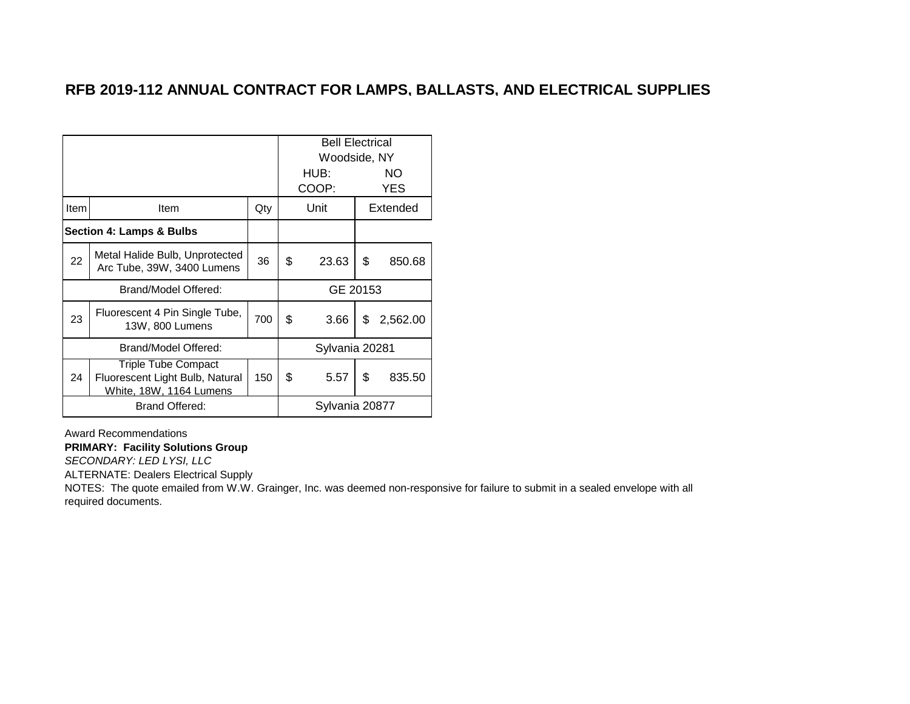## RFB 2019-112 ANNUAL CONTRACT FOR LAMPS, BALLASTS, AND ELECTRICAL SUPPLIES

| | | | Bell Electrical<br>Woodside, NY<br>HUB: NO<br>COOP: YES | |
|---|---|---|---|---|
| Item | Item | Qty | Unit | Extended |
| **Section 4: Lamps & Bulbs** | | | | |
| 22 | Metal Halide Bulb, Unprotected Arc Tube, 39W, 3400 Lumens | 36 | $ 23.63 | $ 850.68 |
| | Brand/Model Offered: | | GE 20153 | |
| 23 | Fluorescent 4 Pin Single Tube, 13W, 800 Lumens | 700 | $ 3.66 | $ 2,562.00 |
| | Brand/Model Offered: | | Sylvania 20281 | |
| 24 | Triple Tube Compact Fluorescent Light Bulb, Natural White, 18W, 1164 Lumens | 150 | $ 5.57 | $ 835.50 |
| | Brand Offered: | | Sylvania 20877 | |

Award Recommendations

**PRIMARY: Facility Solutions Group**

*SECONDARY: LED LYSI, LLC*

ALTERNATE: Dealers Electrical Supply

NOTES: The quote emailed from W.W. Grainger, Inc. was deemed non-responsive for failure to submit in a sealed envelope with all required documents.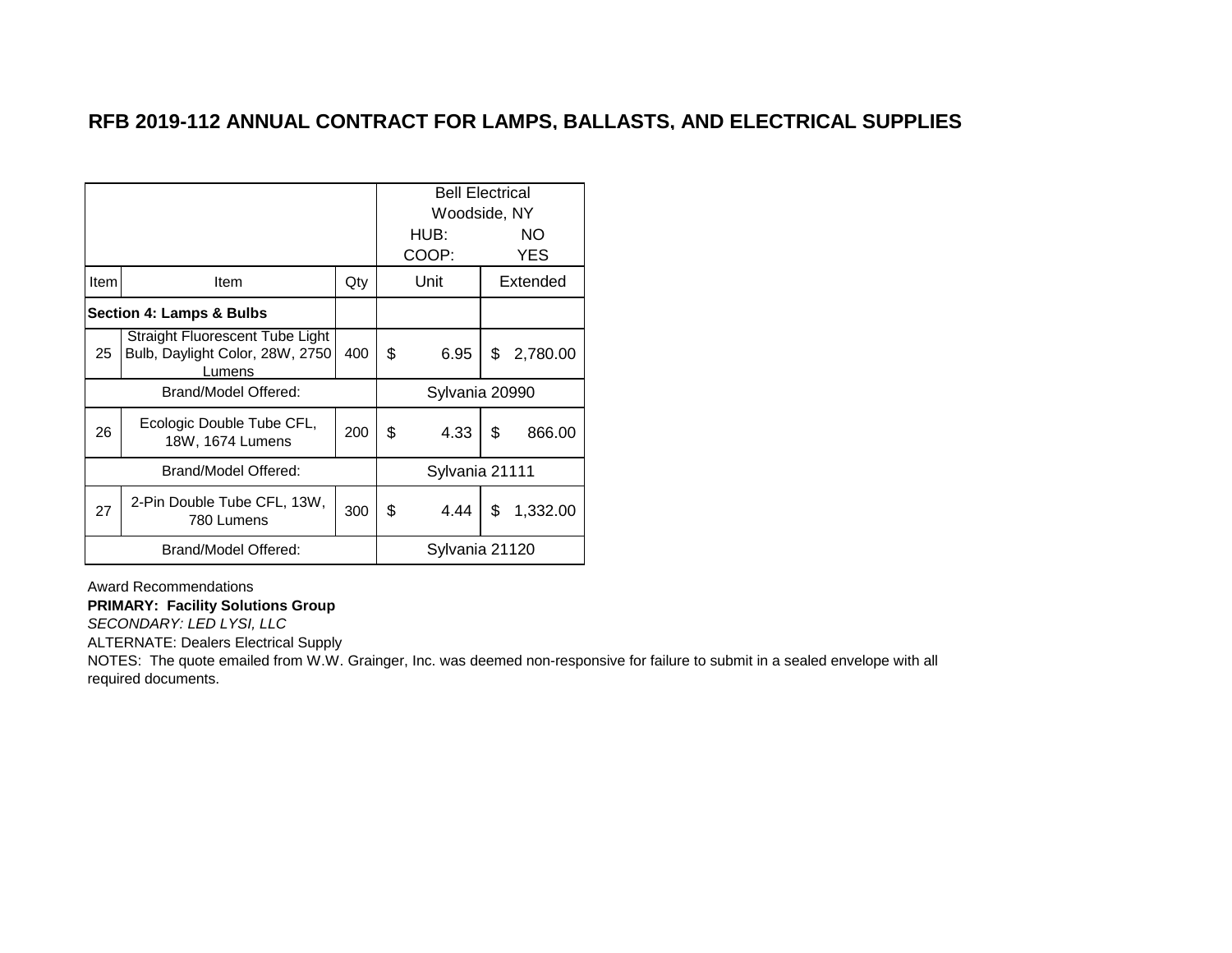## RFB 2019-112 ANNUAL CONTRACT FOR LAMPS, BALLASTS, AND ELECTRICAL SUPPLIES

| | | | Bell Electrical<br>Woodside, NY<br>HUB: NO<br>COOP: YES | |
|---|---|---|---|---|
| Item | Item | Qty | Unit | Extended |
| **Section 4: Lamps & Bulbs** | | | | |
| 25 | Straight Fluorescent Tube Light Bulb, Daylight Color, 28W, 2750 Lumens | 400 | $ 6.95 | $ 2,780.00 |
| | Brand/Model Offered: | | Sylvania 20990 | |
| 26 | Ecologic Double Tube CFL, 18W, 1674 Lumens | 200 | $ 4.33 | $ 866.00 |
| | Brand/Model Offered: | | Sylvania 21111 | |
| 27 | 2-Pin Double Tube CFL, 13W, 780 Lumens | 300 | $ 4.44 | $ 1,332.00 |
| | Brand/Model Offered: | | Sylvania 21120 | |

Award Recommendations

**PRIMARY: Facility Solutions Group**

*SECONDARY: LED LYSI, LLC*

ALTERNATE: Dealers Electrical Supply

NOTES: The quote emailed from W.W. Grainger, Inc. was deemed non-responsive for failure to submit in a sealed envelope with all required documents.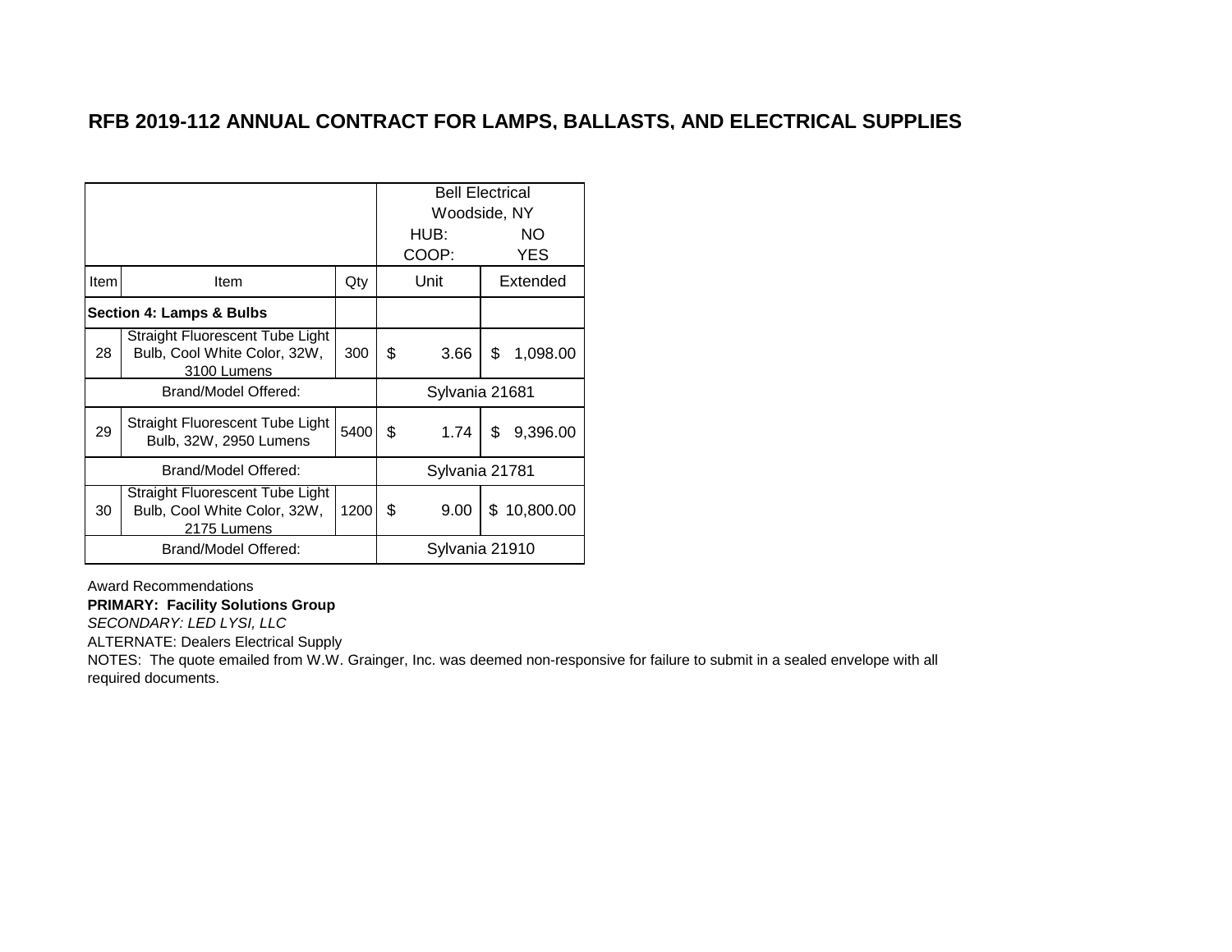## RFB 2019-112 ANNUAL CONTRACT FOR LAMPS, BALLASTS, AND ELECTRICAL SUPPLIES

| | | | Bell Electrical Woodside, NY HUB: NO COOP: YES | |
|---|---|---|---|---|
| Item | Item | Qty | Unit | Extended |
| **Section 4: Lamps & Bulbs** | | | | |
| 28 | Straight Fluorescent Tube Light Bulb, Cool White Color, 32W, 3100 Lumens | 300 | $ 3.66 | $ 1,098.00 |
| | Brand/Model Offered: | | Sylvania 21681 | |
| 29 | Straight Fluorescent Tube Light Bulb, 32W, 2950 Lumens | 5400 | $ 1.74 | $ 9,396.00 |
| | Brand/Model Offered: | | Sylvania 21781 | |
| 30 | Straight Fluorescent Tube Light Bulb, Cool White Color, 32W, 2175 Lumens | 1200 | $ 9.00 | $ 10,800.00 |
| | Brand/Model Offered: | | Sylvania 21910 | |

Award Recommendations

**PRIMARY: Facility Solutions Group**

*SECONDARY: LED LYSI, LLC*

ALTERNATE: Dealers Electrical Supply

NOTES: The quote emailed from W.W. Grainger, Inc. was deemed non-responsive for failure to submit in a sealed envelope with all required documents.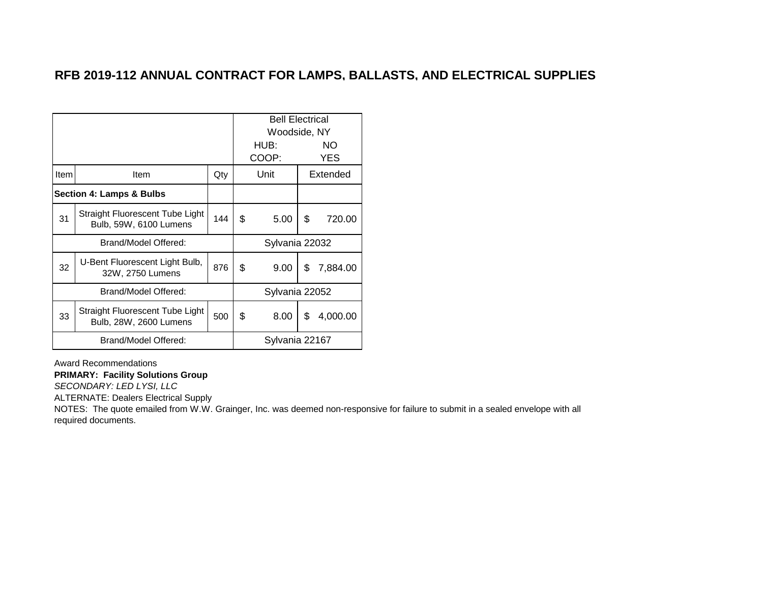## RFB 2019-112 ANNUAL CONTRACT FOR LAMPS, BALLASTS, AND ELECTRICAL SUPPLIES

| | | | Bell Electrical Woodside, NY HUB: NO COOP: YES | |
|---|---|---|---|---|
| Item | Item | Qty | Unit | Extended |
| **Section 4: Lamps & Bulbs** | | | | |
| 31 | Straight Fluorescent Tube Light Bulb, 59W, 6100 Lumens | 144 | $ 5.00 | $ 720.00 |
| | Brand/Model Offered: | | Sylvania 22032 | |
| 32 | U-Bent Fluorescent Light Bulb, 32W, 2750 Lumens | 876 | $ 9.00 | $ 7,884.00 |
| | Brand/Model Offered: | | Sylvania 22052 | |
| 33 | Straight Fluorescent Tube Light Bulb, 28W, 2600 Lumens | 500 | $ 8.00 | $ 4,000.00 |
| | Brand/Model Offered: | | Sylvania 22167 | |

Award Recommendations

**PRIMARY: Facility Solutions Group**

*SECONDARY: LED LYSI, LLC*

ALTERNATE: Dealers Electrical Supply

NOTES: The quote emailed from W.W. Grainger, Inc. was deemed non-responsive for failure to submit in a sealed envelope with all required documents.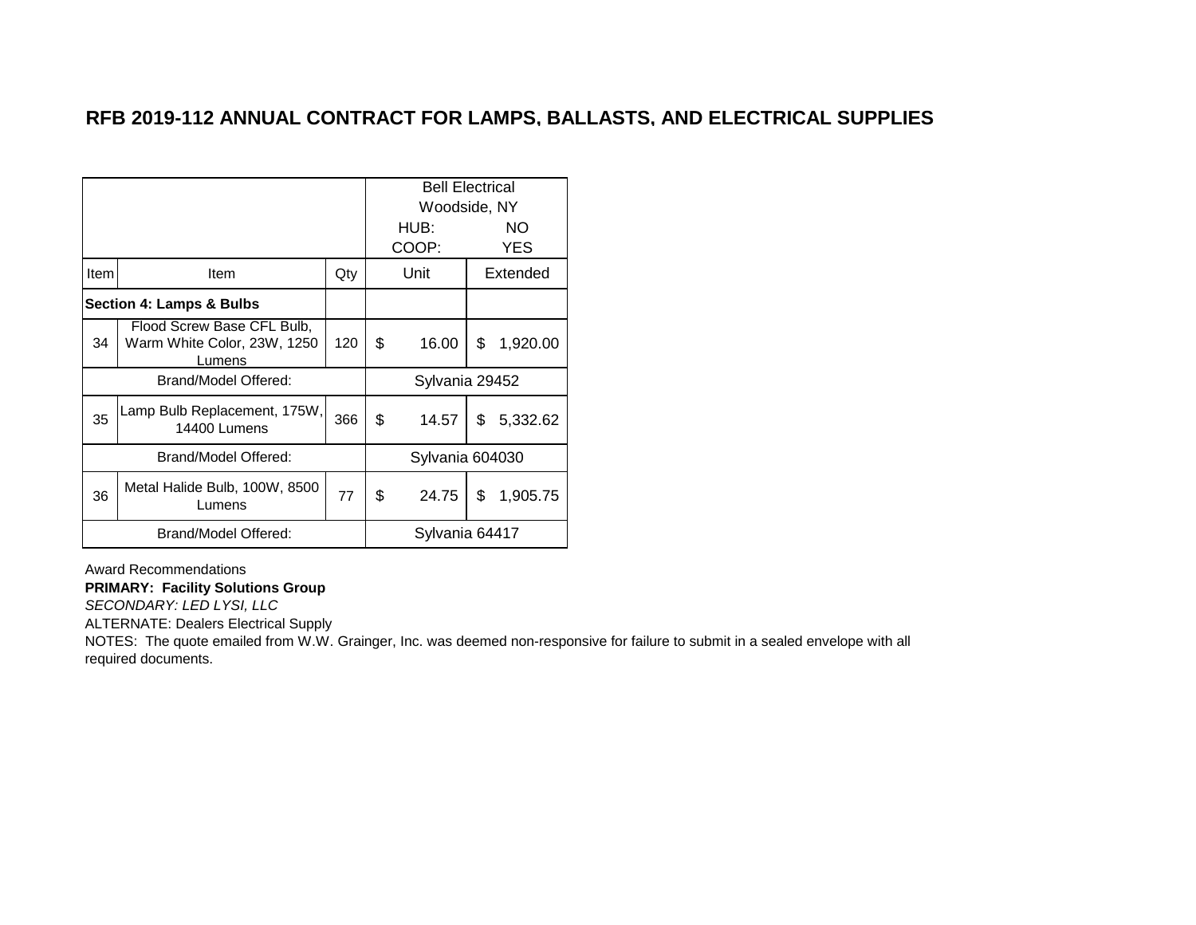## RFB 2019-112 ANNUAL CONTRACT FOR LAMPS, BALLASTS, AND ELECTRICAL SUPPLIES

| | | | Bell Electrical Woodside, NY HUB: NO COOP: YES | |
|---|---|---|---|---|
| Item | Item | Qty | Unit | Extended |
| **Section 4: Lamps & Bulbs** | | | | |
| 34 | Flood Screw Base CFL Bulb, Warm White Color, 23W, 1250 Lumens | 120 | $ 16.00 | $ 1,920.00 |
| | Brand/Model Offered: | | Sylvania 29452 | |
| 35 | Lamp Bulb Replacement, 175W, 14400 Lumens | 366 | $ 14.57 | $ 5,332.62 |
| | Brand/Model Offered: | | Sylvania 604030 | |
| 36 | Metal Halide Bulb, 100W, 8500 Lumens | 77 | $ 24.75 | $ 1,905.75 |
| | Brand/Model Offered: | | Sylvania 64417 | |

Award Recommendations

**PRIMARY: Facility Solutions Group**

*SECONDARY: LED LYSI, LLC*

ALTERNATE: Dealers Electrical Supply

NOTES: The quote emailed from W.W. Grainger, Inc. was deemed non-responsive for failure to submit in a sealed envelope with all required documents.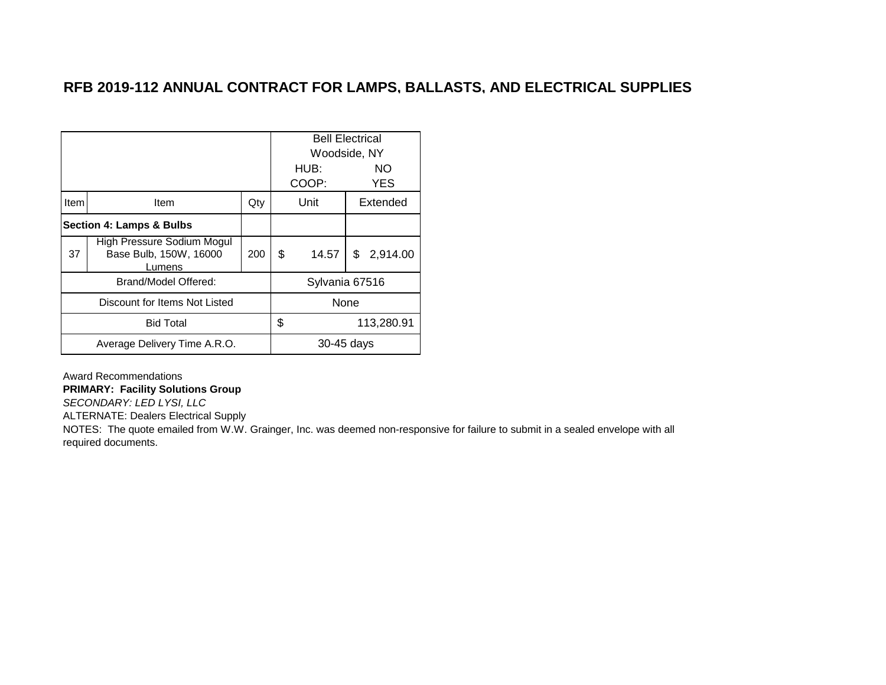# RFB 2019-112 ANNUAL CONTRACT FOR LAMPS, BALLASTS, AND ELECTRICAL SUPPLIES

| | | | Bell Electrical Woodside, NY HUB: NO COOP: YES | |
|---|---|---|---|---|
| Item | Item | Qty | Unit | Extended |
| **Section 4: Lamps & Bulbs** | | | | |
| 37 | High Pressure Sodium Mogul Base Bulb, 150W, 16000 Lumens | 200 | $ 14.57 | $ 2,914.00 |
| Brand/Model Offered: | | | Sylvania 67516 | |
| Discount for Items Not Listed | | | None | |
| Bid Total | | | $ 113,280.91 | |
| Average Delivery Time A.R.O. | | | 30-45 days | |

Award Recommendations

**PRIMARY: Facility Solutions Group**

*SECONDARY: LED LYSI, LLC*

ALTERNATE: Dealers Electrical Supply

NOTES: The quote emailed from W.W. Grainger, Inc. was deemed non-responsive for failure to submit in a sealed envelope with all required documents.